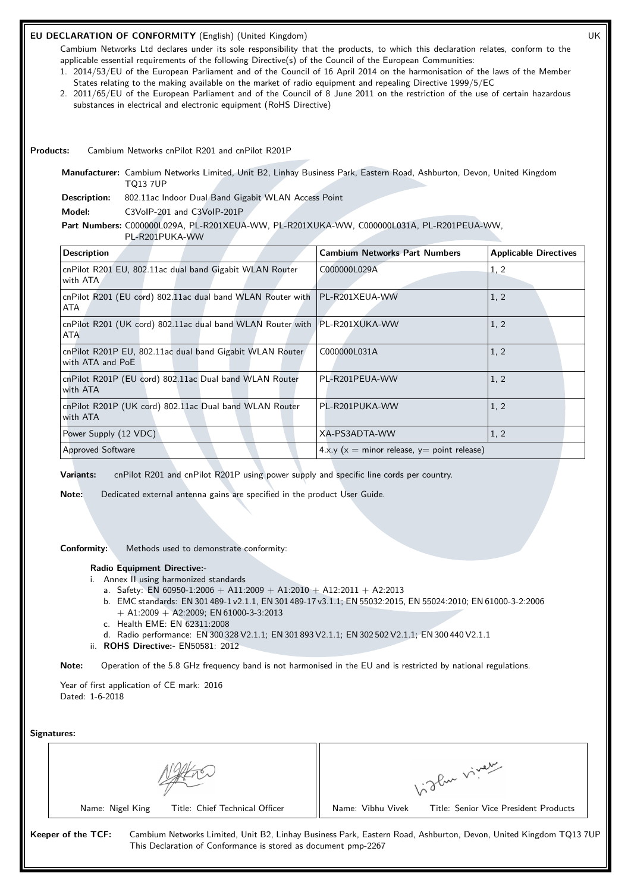# EU DECLARATION OF CONFORMITY (English) (United Kingdom)

UK

Cambium Networks Ltd declares under its sole responsibility that the products, to which this declaration relates, conform to the applicable essential requirements of the following Directive(s) of the Council of the European Communities:

1. 2014/53/EU of the European Parliament and of the Council of 16 April 2014 on the harmonisation of the laws of the Member States relating to the making available on the market of radio equipment and repealing Directive 1999/5/EC
2. 2011/65/EU of the European Parliament and of the Council of 8 June 2011 on the restriction of the use of certain hazardous substances in electrical and electronic equipment (RoHS Directive)

**Products:** Cambium Networks cnPilot R201 and cnPilot R201P

**Manufacturer:** Cambium Networks Limited, Unit B2, Linhay Business Park, Eastern Road, Ashburton, Devon, United Kingdom TQ13 7UP

**Description:** 802.11ac Indoor Dual Band Gigabit WLAN Access Point

**Model:** C3VoIP-201 and C3VoIP-201P

**Part Numbers:** C000000L029A, PL-R201XEUA-WW, PL-R201XUKA-WW, C000000L031A, PL-R201PEUA-WW, PL-R201PUKA-WW

| Description | Cambium Networks Part Numbers | Applicable Directives |
|---|---|---|
| cnPilot R201 EU, 802.11ac dual band Gigabit WLAN Router with ATA | C000000L029A | 1, 2 |
| cnPilot R201 (EU cord) 802.11ac dual band WLAN Router with ATA | PL-R201XEUA-WW | 1, 2 |
| cnPilot R201 (UK cord) 802.11ac dual band WLAN Router with ATA | PL-R201XUKA-WW | 1, 2 |
| cnPilot R201P EU, 802.11ac dual band Gigabit WLAN Router with ATA and PoE | C000000L031A | 1, 2 |
| cnPilot R201P (EU cord) 802.11ac Dual band WLAN Router with ATA | PL-R201PEUA-WW | 1, 2 |
| cnPilot R201P (UK cord) 802.11ac Dual band WLAN Router with ATA | PL-R201PUKA-WW | 1, 2 |
| Power Supply (12 VDC) | XA-PS3ADTA-WW | 1, 2 |
| Approved Software | 4.x.y (x = minor release, y= point release) | |

**Variants:** cnPilot R201 and cnPilot R201P using power supply and specific line cords per country.

**Note:** Dedicated external antenna gains are specified in the product User Guide.

**Conformity:** Methods used to demonstrate conformity:

**Radio Equipment Directive:-**

i. Annex II using harmonized standards
   a. Safety: EN 60950-1:2006 + A11:2009 + A1:2010 + A12:2011 + A2:2013
   b. EMC standards: EN 301 489-1 v2.1.1, EN 301 489-17 v3.1.1; EN 55032:2015, EN 55024:2010; EN 61000-3-2:2006 + A1:2009 + A2:2009; EN 61000-3-3:2013
   c. Health EME: EN 62311:2008
   d. Radio performance: EN 300 328 V2.1.1; EN 301 893 V2.1.1; EN 302 502 V2.1.1; EN 300 440 V2.1.1

ii. **ROHS Directive:-** EN50581: 2012

**Note:** Operation of the 5.8 GHz frequency band is not harmonised in the EU and is restricted by national regulations.

Year of first application of CE mark: 2016
Dated: 1-6-2018

**Signatures:**

| Name: Nigel King &nbsp;&nbsp; Title: Chief Technical Officer | Name: Vibhu Vivek &nbsp;&nbsp; Title: Senior Vice President Products |
|---|---|

**Keeper of the TCF:** Cambium Networks Limited, Unit B2, Linhay Business Park, Eastern Road, Ashburton, Devon, United Kingdom TQ13 7UP
This Declaration of Conformance is stored as document pmp-2267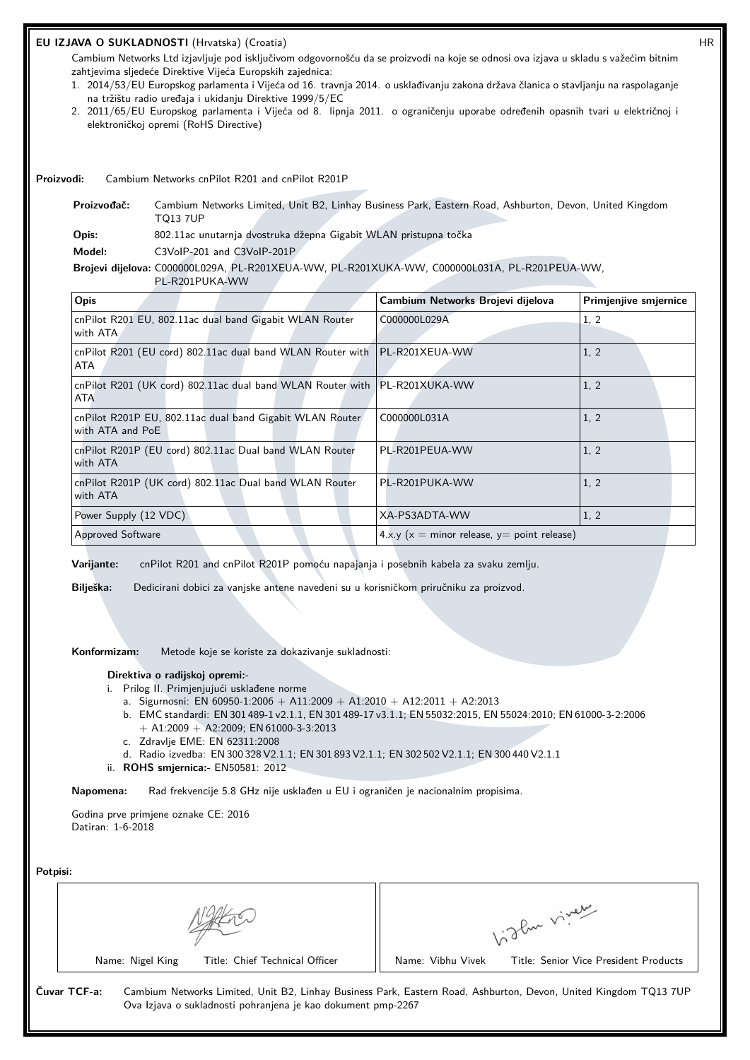**EU IZJAVA O SUKLADNOSTI** (Hrvatska) (Croatia) HR

Cambium Networks Ltd izjavljuje pod isključivom odgovornošću da se proizvodi na koje se odnosi ova izjava u skladu s važećim bitnim zahtjevima sljedeće Direktive Vijeća Europskih zajednica:

1. 2014/53/EU Europskog parlamenta i Vijeća od 16. travnja 2014. o usklađivanju zakona država članica o stavljanju na raspolaganje na tržištu radio uređaja i ukidanju Direktive 1999/5/EC
2. 2011/65/EU Europskog parlamenta i Vijeća od 8. lipnja 2011. o ograničenju uporabe određenih opasnih tvari u električnoj i elektroničkoj opremi (RoHS Directive)

**Proizvodi:** Cambium Networks cnPilot R201 and cnPilot R201P

**Proizvođač:** Cambium Networks Limited, Unit B2, Linhay Business Park, Eastern Road, Ashburton, Devon, United Kingdom TQ13 7UP

**Opis:** 802.11ac unutarnja dvostruka džepna Gigabit WLAN pristupna točka

**Model:** C3VoIP-201 and C3VoIP-201P

**Brojevi dijelova:** C000000L029A, PL-R201XEUA-WW, PL-R201XUKA-WW, C000000L031A, PL-R201PEUA-WW, PL-R201PUKA-WW

| Opis | Cambium Networks Brojevi dijelova | Primjenjive smjernice |
|---|---|---|
| cnPilot R201 EU, 802.11ac dual band Gigabit WLAN Router with ATA | C000000L029A | 1, 2 |
| cnPilot R201 (EU cord) 802.11ac dual band WLAN Router with ATA | PL-R201XEUA-WW | 1, 2 |
| cnPilot R201 (UK cord) 802.11ac dual band WLAN Router with ATA | PL-R201XUKA-WW | 1, 2 |
| cnPilot R201P EU, 802.11ac dual band Gigabit WLAN Router with ATA and PoE | C000000L031A | 1, 2 |
| cnPilot R201P (EU cord) 802.11ac Dual band WLAN Router with ATA | PL-R201PEUA-WW | 1, 2 |
| cnPilot R201P (UK cord) 802.11ac Dual band WLAN Router with ATA | PL-R201PUKA-WW | 1, 2 |
| Power Supply (12 VDC) | XA-PS3ADTA-WW | 1, 2 |
| Approved Software | 4.x.y (x = minor release, y= point release) | |

**Varijante:** cnPilot R201 and cnPilot R201P pomoću napajanja i posebnih kabela za svaku zemlju.

**Bilješka:** Dedicirani dobici za vanjske antene navedeni su u korisničkom priručniku za proizvod.

**Konformizam:** Metode koje se koriste za dokazivanje sukladnosti:

**Direktiva o radijskoj opremi:-**

i. Prilog II. Primjenjujući usklađene norme
   a. Sigurnosni: EN 60950-1:2006 + A11:2009 + A1:2010 + A12:2011 + A2:2013
   b. EMC standardi: EN 301 489-1 v2.1.1, EN 301 489-17 v3.1.1; EN 55032:2015, EN 55024:2010; EN 61000-3-2:2006 + A1:2009 + A2:2009; EN 61000-3-3:2013
   c. Zdravlje EME: EN 62311:2008
   d. Radio izvedba: EN 300 328 V2.1.1; EN 301 893 V2.1.1; EN 302 502 V2.1.1; EN 300 440 V2.1.1

ii. **ROHS smjernica:-** EN50581: 2012

**Napomena:** Rad frekvencije 5.8 GHz nije usklađen u EU i ograničen je nacionalnim propisima.

Godina prve primjene oznake CE: 2016
Datiran: 1-6-2018

**Potpisi:**

| Name: Nigel King Title: Chief Technical Officer | Name: Vibhu Vivek Title: Senior Vice President Products |
|---|---|

**Čuvar TCF-a:** Cambium Networks Limited, Unit B2, Linhay Business Park, Eastern Road, Ashburton, Devon, United Kingdom TQ13 7UP
Ova Izjava o sukladnosti pohranjena je kao dokument pmp-2267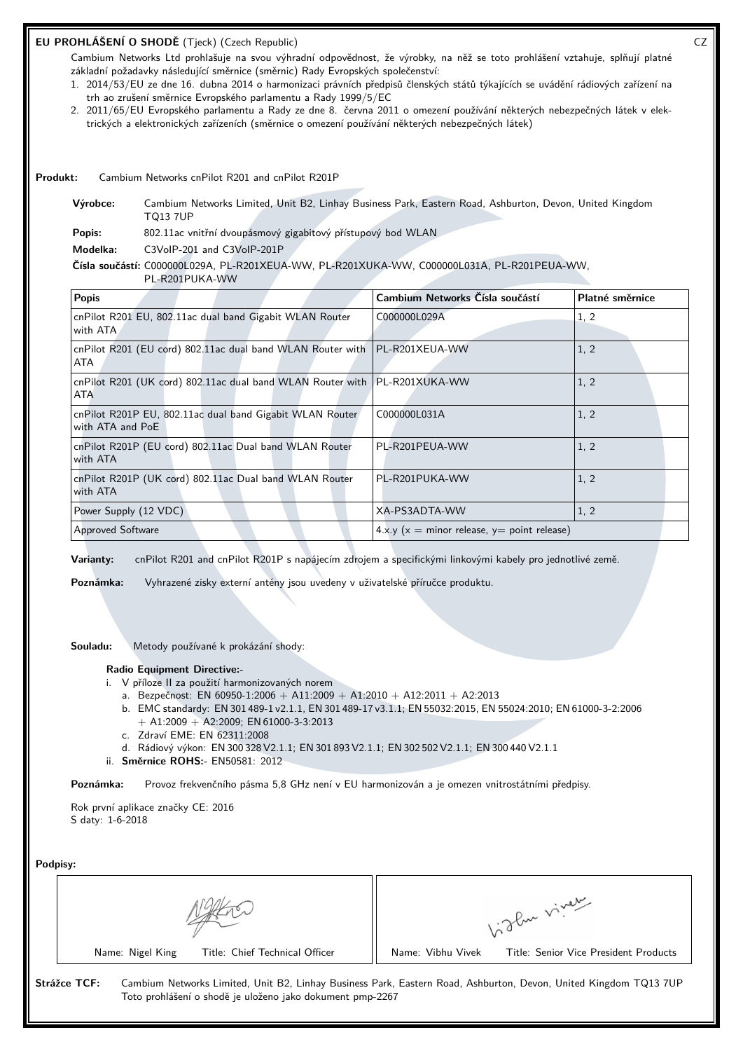## EU PROHLÁŠENÍ O SHODĚ (Tjeck) (Czech Republic)

CZ

Cambium Networks Ltd prohlašuje na svou výhradní odpovědnost, že výrobky, na něž se toto prohlášení vztahuje, splňují platné základní požadavky následující směrnice (směrnic) Rady Evropských společenství:

1. 2014/53/EU ze dne 16. dubna 2014 o harmonizaci právních předpisů členských států týkajících se uvádění rádiových zařízení na trh ao zrušení směrnice Evropského parlamentu a Rady 1999/5/EC
2. 2011/65/EU Evropského parlamentu a Rady ze dne 8. června 2011 o omezení používání některých nebezpečných látek v elektrických a elektronických zařízeních (směrnice o omezení používání některých nebezpečných látek)

**Produkt:** Cambium Networks cnPilot R201 and cnPilot R201P

**Výrobce:** Cambium Networks Limited, Unit B2, Linhay Business Park, Eastern Road, Ashburton, Devon, United Kingdom TQ13 7UP

**Popis:** 802.11ac vnitřní dvoupásmový gigabitový přístupový bod WLAN

**Modelka:** C3VoIP-201 and C3VoIP-201P

**Čísla součástí:** C000000L029A, PL-R201XEUA-WW, PL-R201XUKA-WW, C000000L031A, PL-R201PEUA-WW, PL-R201PUKA-WW

| Popis | Cambium Networks Čísla součástí | Platné směrnice |
|---|---|---|
| cnPilot R201 EU, 802.11ac dual band Gigabit WLAN Router with ATA | C000000L029A | 1, 2 |
| cnPilot R201 (EU cord) 802.11ac dual band WLAN Router with ATA | PL-R201XEUA-WW | 1, 2 |
| cnPilot R201 (UK cord) 802.11ac dual band WLAN Router with ATA | PL-R201XUKA-WW | 1, 2 |
| cnPilot R201P EU, 802.11ac dual band Gigabit WLAN Router with ATA and PoE | C000000L031A | 1, 2 |
| cnPilot R201P (EU cord) 802.11ac Dual band WLAN Router with ATA | PL-R201PEUA-WW | 1, 2 |
| cnPilot R201P (UK cord) 802.11ac Dual band WLAN Router with ATA | PL-R201PUKA-WW | 1, 2 |
| Power Supply (12 VDC) | XA-PS3ADTA-WW | 1, 2 |
| Approved Software | 4.x.y (x = minor release, y= point release) | |

**Varianty:** cnPilot R201 and cnPilot R201P s napájecím zdrojem a specifickými linkovými kabely pro jednotlivé země.

**Poznámka:** Vyhrazené zisky externí antény jsou uvedeny v uživatelské příručce produktu.

**Souladu:** Metody používané k prokázání shody:

**Radio Equipment Directive:-**

i. V příloze II za použití harmonizovaných norem
   a. Bezpečnost: EN 60950-1:2006 + A11:2009 + A1:2010 + A12:2011 + A2:2013
   b. EMC standardy: EN 301 489-1 v2.1.1, EN 301 489-17 v3.1.1; EN 55032:2015, EN 55024:2010; EN 61000-3-2:2006 + A1:2009 + A2:2009; EN 61000-3-3:2013
   c. Zdraví EME: EN 62311:2008
   d. Rádiový výkon: EN 300 328 V2.1.1; EN 301 893 V2.1.1; EN 302 502 V2.1.1; EN 300 440 V2.1.1

ii. **Směrnice ROHS:-** EN50581: 2012

**Poznámka:** Provoz frekvenčního pásma 5,8 GHz není v EU harmonizován a je omezen vnitrostátními předpisy.

Rok první aplikace značky CE: 2016
S daty: 1-6-2018

**Podpisy:**

| Name: Nigel King Title: Chief Technical Officer | Name: Vibhu Vivek Title: Senior Vice President Products |
|---|---|

**Strážce TCF:** Cambium Networks Limited, Unit B2, Linhay Business Park, Eastern Road, Ashburton, Devon, United Kingdom TQ13 7UP
Toto prohlášení o shodě je uloženo jako dokument pmp-2267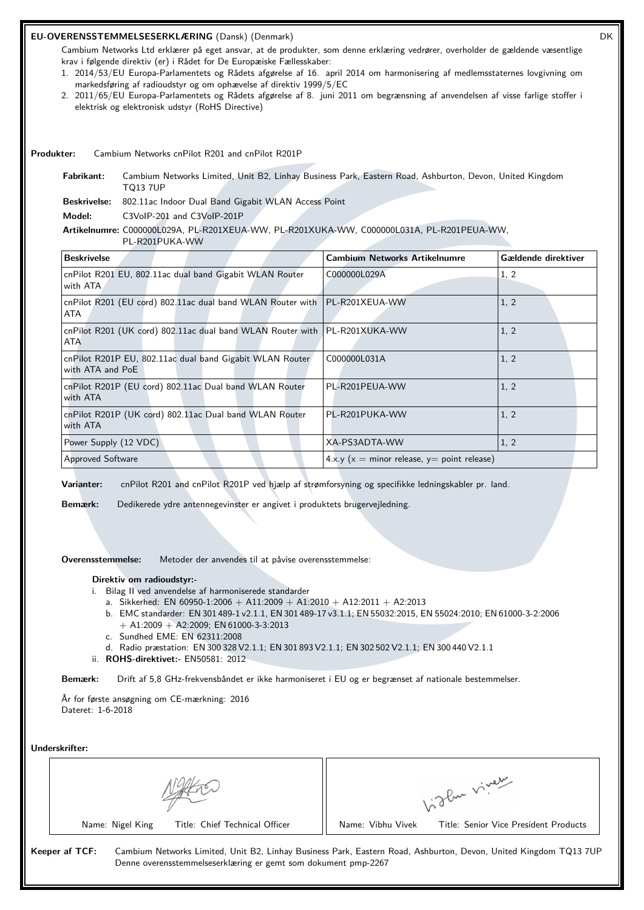## EU-OVERENSSTEMMELSESERKLÆRING (Dansk) (Denmark)

DK

Cambium Networks Ltd erklærer på eget ansvar, at de produkter, som denne erklæring vedrører, overholder de gældende væsentlige krav i følgende direktiv (er) i Rådet for De Europæiske Fællesskaber:

1. 2014/53/EU Europa-Parlamentets og Rådets afgørelse af 16. april 2014 om harmonisering af medlemsstaternes lovgivning om markedsføring af radioudstyr og om ophævelse af direktiv 1999/5/EC
2. 2011/65/EU Europa-Parlamentets og Rådets afgørelse af 8. juni 2011 om begrænsning af anvendelsen af visse farlige stoffer i elektrisk og elektronisk udstyr (RoHS Directive)

**Produkter:** Cambium Networks cnPilot R201 and cnPilot R201P

**Fabrikant:** Cambium Networks Limited, Unit B2, Linhay Business Park, Eastern Road, Ashburton, Devon, United Kingdom TQ13 7UP

**Beskrivelse:** 802.11ac Indoor Dual Band Gigabit WLAN Access Point

**Model:** C3VoIP-201 and C3VoIP-201P

**Artikelnumre:** C000000L029A, PL-R201XEUA-WW, PL-R201XUKA-WW, C000000L031A, PL-R201PEUA-WW, PL-R201PUKA-WW

| Beskrivelse | Cambium Networks Artikelnumre | Gældende direktiver |
|---|---|---|
| cnPilot R201 EU, 802.11ac dual band Gigabit WLAN Router with ATA | C000000L029A | 1, 2 |
| cnPilot R201 (EU cord) 802.11ac dual band WLAN Router with ATA | PL-R201XEUA-WW | 1, 2 |
| cnPilot R201 (UK cord) 802.11ac dual band WLAN Router with ATA | PL-R201XUKA-WW | 1, 2 |
| cnPilot R201P EU, 802.11ac dual band Gigabit WLAN Router with ATA and PoE | C000000L031A | 1, 2 |
| cnPilot R201P (EU cord) 802.11ac Dual band WLAN Router with ATA | PL-R201PEUA-WW | 1, 2 |
| cnPilot R201P (UK cord) 802.11ac Dual band WLAN Router with ATA | PL-R201PUKA-WW | 1, 2 |
| Power Supply (12 VDC) | XA-PS3ADTA-WW | 1, 2 |
| Approved Software | 4.x.y (x = minor release, y= point release) | |

**Varianter:** cnPilot R201 and cnPilot R201P ved hjælp af strømforsyning og specifikke ledningskabler pr. land.

**Bemærk:** Dedikerede ydre antennegevinster er angivet i produktets brugervejledning.

**Overensstemmelse:** Metoder der anvendes til at påvise overensstemmelse:

**Direktiv om radioudstyr:-**

i. Bilag II ved anvendelse af harmoniserede standarder
   a. Sikkerhed: EN 60950-1:2006 + A11:2009 + A1:2010 + A12:2011 + A2:2013
   b. EMC standarder: EN 301 489-1 v2.1.1, EN 301 489-17 v3.1.1; EN 55032:2015, EN 55024:2010; EN 61000-3-2:2006 + A1:2009 + A2:2009; EN 61000-3-3:2013
   c. Sundhed EME: EN 62311:2008
   d. Radio præstation: EN 300 328 V2.1.1; EN 301 893 V2.1.1; EN 302 502 V2.1.1; EN 300 440 V2.1.1

ii. **ROHS-direktivet:-** EN50581: 2012

**Bemærk:** Drift af 5,8 GHz-frekvensbåndet er ikke harmoniseret i EU og er begrænset af nationale bestemmelser.

År for første ansøgning om CE-mærkning: 2016
Dateret: 1-6-2018

**Underskrifter:**

| Name: Nigel King Title: Chief Technical Officer | Name: Vibhu Vivek Title: Senior Vice President Products |
|---|---|

**Keeper af TCF:** Cambium Networks Limited, Unit B2, Linhay Business Park, Eastern Road, Ashburton, Devon, United Kingdom TQ13 7UP
Denne overensstemmelseserklæring er gemt som dokument pmp-2267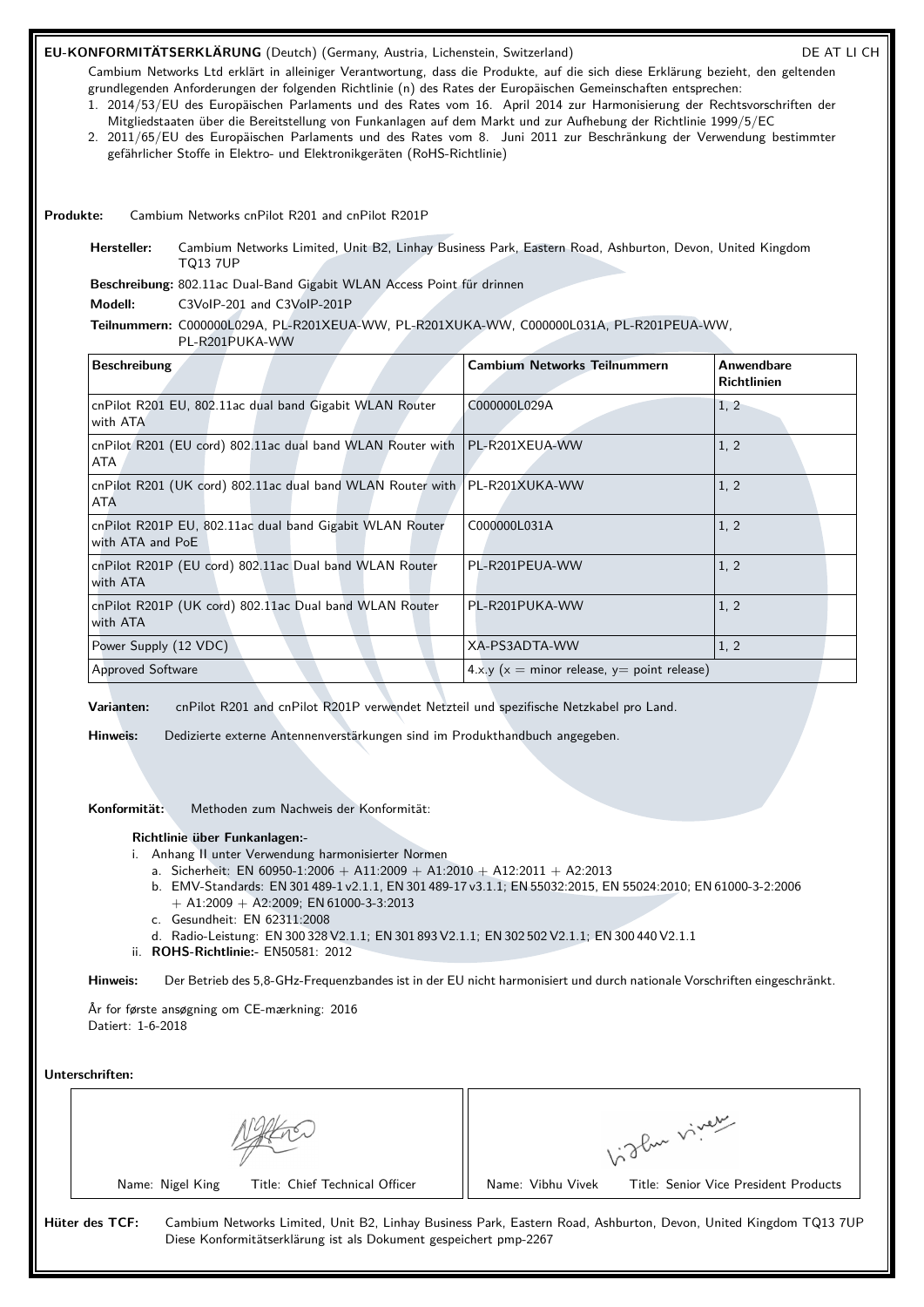**EU-KONFORMITÄTSERKLÄRUNG** (Deutch) (Germany, Austria, Lichenstein, Switzerland) DE AT LI CH

Cambium Networks Ltd erklärt in alleiniger Verantwortung, dass die Produkte, auf die sich diese Erklärung bezieht, den geltenden grundlegenden Anforderungen der folgenden Richtlinie (n) des Rates der Europäischen Gemeinschaften entsprechen:

1. 2014/53/EU des Europäischen Parlaments und des Rates vom 16. April 2014 zur Harmonisierung der Rechtsvorschriften der Mitgliedstaaten über die Bereitstellung von Funkanlagen auf dem Markt und zur Aufhebung der Richtlinie 1999/5/EC
2. 2011/65/EU des Europäischen Parlaments und des Rates vom 8. Juni 2011 zur Beschränkung der Verwendung bestimmter gefährlicher Stoffe in Elektro- und Elektronikgeräten (RoHS-Richtlinie)

**Produkte:** Cambium Networks cnPilot R201 and cnPilot R201P

**Hersteller:** Cambium Networks Limited, Unit B2, Linhay Business Park, Eastern Road, Ashburton, Devon, United Kingdom TQ13 7UP

**Beschreibung:** 802.11ac Dual-Band Gigabit WLAN Access Point für drinnen

**Modell:** C3VoIP-201 and C3VoIP-201P

**Teilnummern:** C000000L029A, PL-R201XEUA-WW, PL-R201XUKA-WW, C000000L031A, PL-R201PEUA-WW, PL-R201PUKA-WW

| Beschreibung | Cambium Networks Teilnummern | Anwendbare Richtlinien |
|---|---|---|
| cnPilot R201 EU, 802.11ac dual band Gigabit WLAN Router with ATA | C000000L029A | 1, 2 |
| cnPilot R201 (EU cord) 802.11ac dual band WLAN Router with ATA | PL-R201XEUA-WW | 1, 2 |
| cnPilot R201 (UK cord) 802.11ac dual band WLAN Router with ATA | PL-R201XUKA-WW | 1, 2 |
| cnPilot R201P EU, 802.11ac dual band Gigabit WLAN Router with ATA and PoE | C000000L031A | 1, 2 |
| cnPilot R201P (EU cord) 802.11ac Dual band WLAN Router with ATA | PL-R201PEUA-WW | 1, 2 |
| cnPilot R201P (UK cord) 802.11ac Dual band WLAN Router with ATA | PL-R201PUKA-WW | 1, 2 |
| Power Supply (12 VDC) | XA-PS3ADTA-WW | 1, 2 |
| Approved Software | 4.x.y (x = minor release, y= point release) | |

**Varianten:** cnPilot R201 and cnPilot R201P verwendet Netzteil und spezifische Netzkabel pro Land.

**Hinweis:** Dedizierte externe Antennenverstärkungen sind im Produkthandbuch angegeben.

**Konformität:** Methoden zum Nachweis der Konformität:

**Richtlinie über Funkanlagen:-**

i. Anhang II unter Verwendung harmonisierter Normen
   a. Sicherheit: EN 60950-1:2006 + A11:2009 + A1:2010 + A12:2011 + A2:2013
   b. EMV-Standards: EN 301 489-1 v2.1.1, EN 301 489-17 v3.1.1; EN 55032:2015, EN 55024:2010; EN 61000-3-2:2006 + A1:2009 + A2:2009; EN 61000-3-3:2013
   c. Gesundheit: EN 62311:2008
   d. Radio-Leistung: EN 300 328 V2.1.1; EN 301 893 V2.1.1; EN 302 502 V2.1.1; EN 300 440 V2.1.1

ii. **ROHS-Richtlinie:-** EN50581: 2012

**Hinweis:** Der Betrieb des 5,8-GHz-Frequenzbandes ist in der EU nicht harmonisiert und durch nationale Vorschriften eingeschränkt.

År for første ansøgning om CE-mærkning: 2016
Datiert: 1-6-2018

**Unterschriften:**

| Name: Nigel King Title: Chief Technical Officer | Name: Vibhu Vivek Title: Senior Vice President Products |
|---|---|

**Hüter des TCF:** Cambium Networks Limited, Unit B2, Linhay Business Park, Eastern Road, Ashburton, Devon, United Kingdom TQ13 7UP
Diese Konformitätserklärung ist als Dokument gespeichert pmp-2267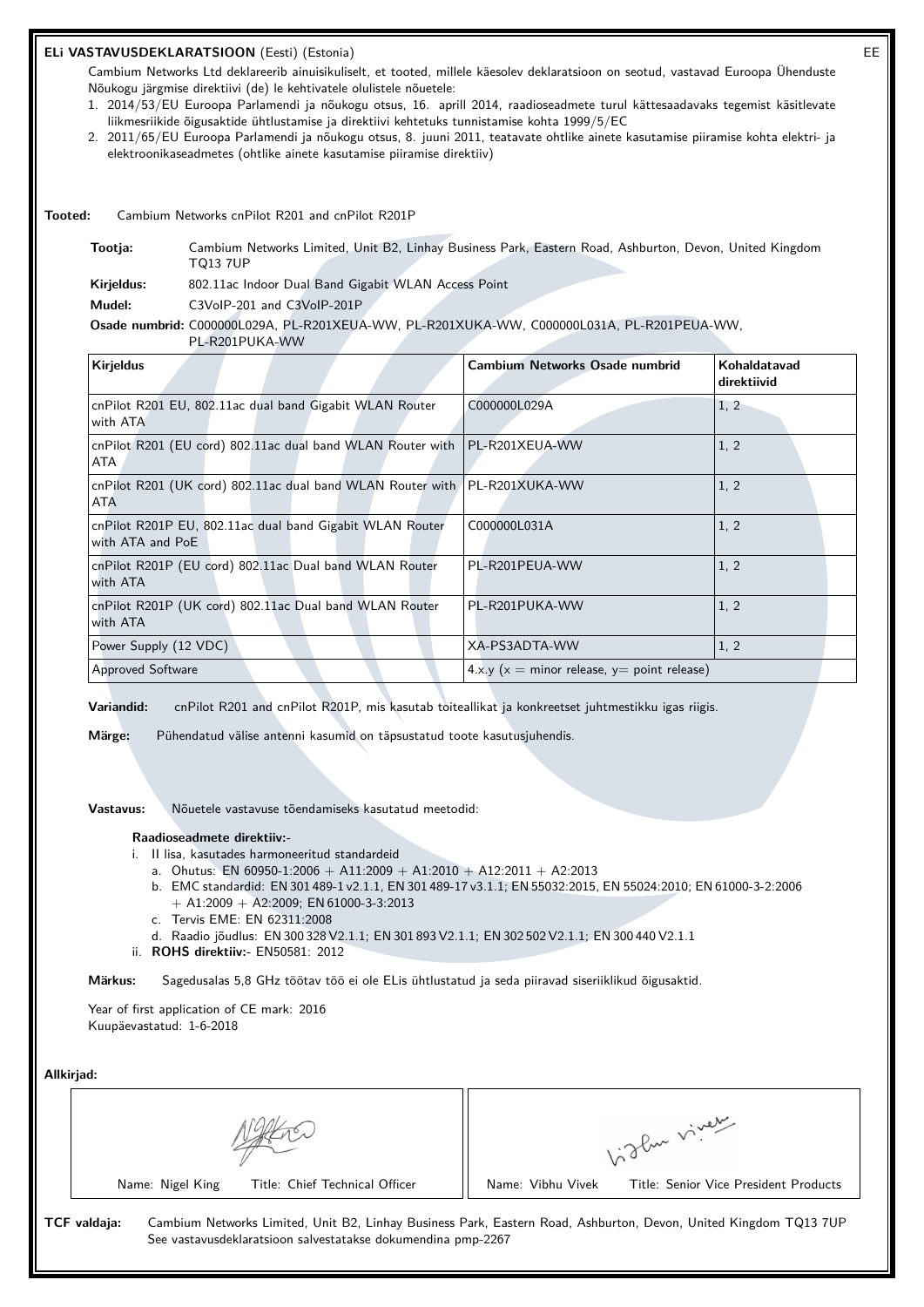## ELi VASTAVUSDEKLARATSIOON (Eesti) (Estonia)

EE

Cambium Networks Ltd deklareerib ainuisikuliselt, et tooted, millele käesolev deklaratsioon on seotud, vastavad Euroopa Ühenduste Nõukogu järgmise direktiivi (de) le kehtivatele olulistele nõuetele:

1. 2014/53/EU Euroopa Parlamendi ja nõukogu otsus, 16. aprill 2014, raadioseadmete turul kättesaadavaks tegemist käsitlevate liikmesriikide õigusaktide ühtlustamise ja direktiivi kehtetuks tunnistamise kohta 1999/5/EC
2. 2011/65/EU Euroopa Parlamendi ja nõukogu otsus, 8. juuni 2011, teatavate ohtlike ainete kasutamise piiramise kohta elektri- ja elektroonikaseadmetes (ohtlike ainete kasutamise piiramise direktiiv)

**Tooted:** Cambium Networks cnPilot R201 and cnPilot R201P

**Tootja:** Cambium Networks Limited, Unit B2, Linhay Business Park, Eastern Road, Ashburton, Devon, United Kingdom TQ13 7UP

**Kirjeldus:** 802.11ac Indoor Dual Band Gigabit WLAN Access Point

**Mudel:** C3VoIP-201 and C3VoIP-201P

**Osade numbrid:** C000000L029A, PL-R201XEUA-WW, PL-R201XUKA-WW, C000000L031A, PL-R201PEUA-WW, PL-R201PUKA-WW

| Kirjeldus | Cambium Networks Osade numbrid | Kohaldatavad direktiivid |
|---|---|---|
| cnPilot R201 EU, 802.11ac dual band Gigabit WLAN Router with ATA | C000000L029A | 1, 2 |
| cnPilot R201 (EU cord) 802.11ac dual band WLAN Router with ATA | PL-R201XEUA-WW | 1, 2 |
| cnPilot R201 (UK cord) 802.11ac dual band WLAN Router with ATA | PL-R201XUKA-WW | 1, 2 |
| cnPilot R201P EU, 802.11ac dual band Gigabit WLAN Router with ATA and PoE | C000000L031A | 1, 2 |
| cnPilot R201P (EU cord) 802.11ac Dual band WLAN Router with ATA | PL-R201PEUA-WW | 1, 2 |
| cnPilot R201P (UK cord) 802.11ac Dual band WLAN Router with ATA | PL-R201PUKA-WW | 1, 2 |
| Power Supply (12 VDC) | XA-PS3ADTA-WW | 1, 2 |
| Approved Software | 4.x.y (x = minor release, y= point release) | |

**Variandid:** cnPilot R201 and cnPilot R201P, mis kasutab toiteallikat ja konkreetset juhtmestikku igas riigis.

**Märge:** Pühendatud välise antenni kasumid on täpsustatud toote kasutusjuhendis.

**Vastavus:** Nõuetele vastavuse tõendamiseks kasutatud meetodid:

**Raadioseadmete direktiiv:-**

i. II lisa, kasutades harmoneeritud standardeid
   a. Ohutus: EN 60950-1:2006 + A11:2009 + A1:2010 + A12:2011 + A2:2013
   b. EMC standardid: EN 301 489-1 v2.1.1, EN 301 489-17 v3.1.1; EN 55032:2015, EN 55024:2010; EN 61000-3-2:2006 + A1:2009 + A2:2009; EN 61000-3-3:2013
   c. Tervis EME: EN 62311:2008
   d. Raadio jõudlus: EN 300 328 V2.1.1; EN 301 893 V2.1.1; EN 302 502 V2.1.1; EN 300 440 V2.1.1

ii. **ROHS direktiiv:-** EN50581: 2012

**Märkus:** Sagedusalas 5,8 GHz töötav töö ei ole ELis ühtlustatud ja seda piiravad siseriiklikud õigusaktid.

Year of first application of CE mark: 2016
Kuupäevastatud: 1-6-2018

**Allkirjad:**

| Name: Nigel King &nbsp;&nbsp; Title: Chief Technical Officer | Name: Vibhu Vivek &nbsp;&nbsp; Title: Senior Vice President Products |
|---|---|

**TCF valdaja:** Cambium Networks Limited, Unit B2, Linhay Business Park, Eastern Road, Ashburton, Devon, United Kingdom TQ13 7UP
See vastavusdeklaratsioon salvestatakse dokumendina pmp-2267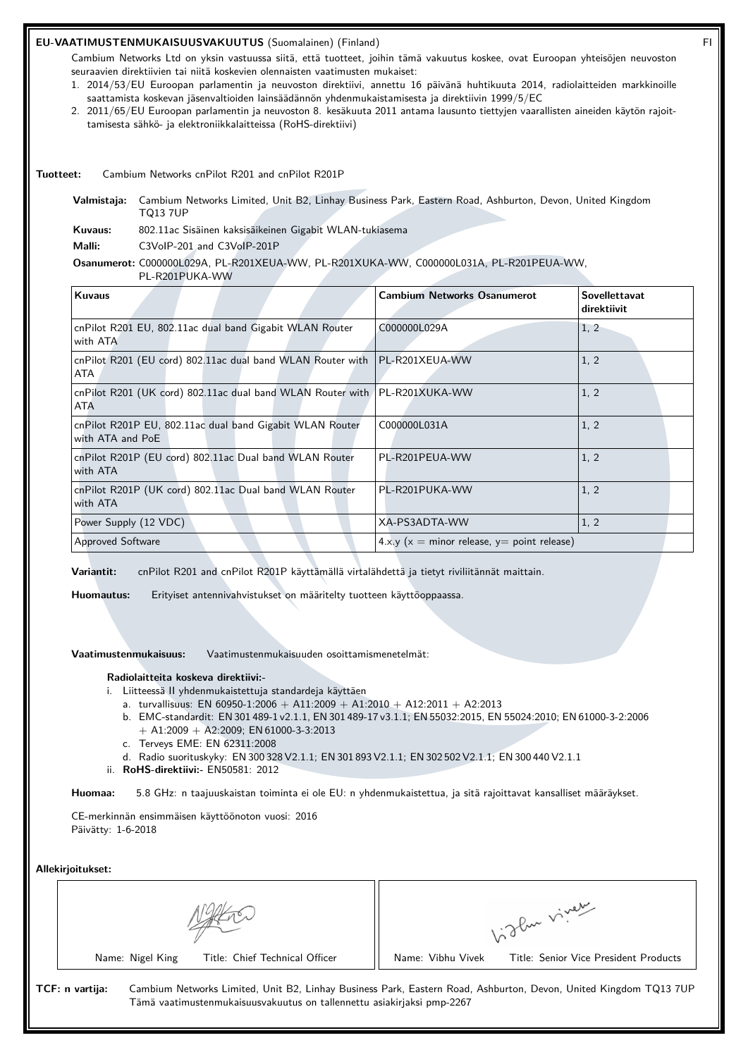**EU-VAATIMUSTENMUKAISUUSVAKUUTUS** (Suomalainen) (Finland) FI

Cambium Networks Ltd on yksin vastuussa siitä, että tuotteet, joihin tämä vakuutus koskee, ovat Euroopan yhteisöjen neuvoston seuraavien direktiivien tai niitä koskevien olennaisten vaatimusten mukaiset:

1. 2014/53/EU Euroopan parlamentin ja neuvoston direktiivi, annettu 16 päivänä huhtikuuta 2014, radiolaitteiden markkinoille saattamista koskevan jäsenvaltioiden lainsäädännön yhdenmukaistamisesta ja direktiivin 1999/5/EC
2. 2011/65/EU Euroopan parlamentin ja neuvoston 8. kesäkuuta 2011 antama lausunto tiettyjen vaarallisten aineiden käytön rajoittamisesta sähkö- ja elektroniikkalaitteissa (RoHS-direktiivi)

**Tuotteet:** Cambium Networks cnPilot R201 and cnPilot R201P

**Valmistaja:** Cambium Networks Limited, Unit B2, Linhay Business Park, Eastern Road, Ashburton, Devon, United Kingdom TQ13 7UP

**Kuvaus:** 802.11ac Sisäinen kaksisäikeinen Gigabit WLAN-tukiasema

**Malli:** C3VoIP-201 and C3VoIP-201P

**Osanumerot:** C000000L029A, PL-R201XEUA-WW, PL-R201XUKA-WW, C000000L031A, PL-R201PEUA-WW, PL-R201PUKA-WW

| Kuvaus | Cambium Networks Osanumerot | Sovellettavat direktiivit |
|---|---|---|
| cnPilot R201 EU, 802.11ac dual band Gigabit WLAN Router with ATA | C000000L029A | 1, 2 |
| cnPilot R201 (EU cord) 802.11ac dual band WLAN Router with ATA | PL-R201XEUA-WW | 1, 2 |
| cnPilot R201 (UK cord) 802.11ac dual band WLAN Router with ATA | PL-R201XUKA-WW | 1, 2 |
| cnPilot R201P EU, 802.11ac dual band Gigabit WLAN Router with ATA and PoE | C000000L031A | 1, 2 |
| cnPilot R201P (EU cord) 802.11ac Dual band WLAN Router with ATA | PL-R201PEUA-WW | 1, 2 |
| cnPilot R201P (UK cord) 802.11ac Dual band WLAN Router with ATA | PL-R201PUKA-WW | 1, 2 |
| Power Supply (12 VDC) | XA-PS3ADTA-WW | 1, 2 |
| Approved Software | 4.x.y (x = minor release, y= point release) | |

**Variantit:** cnPilot R201 and cnPilot R201P käyttämällä virtalähdettä ja tietyt riviliitännät maittain.

**Huomautus:** Erityiset antennivahvistukset on määritelty tuotteen käyttöoppaassa.

**Vaatimustenmukaisuus:** Vaatimustenmukaisuuden osoittamismenetelmät:

**Radiolaitteita koskeva direktiivi:-**

i. Liitteessä II yhdenmukaistettuja standardeja käyttäen
   a. turvallisuus: EN 60950-1:2006 + A11:2009 + A1:2010 + A12:2011 + A2:2013
   b. EMC-standardit: EN 301 489-1 v2.1.1, EN 301 489-17 v3.1.1; EN 55032:2015, EN 55024:2010; EN 61000-3-2:2006 + A1:2009 + A2:2009; EN 61000-3-3:2013
   c. Terveys EME: EN 62311:2008
   d. Radio suorituskyky: EN 300 328 V2.1.1; EN 301 893 V2.1.1; EN 302 502 V2.1.1; EN 300 440 V2.1.1

ii. **RoHS-direktiivi:-** EN50581: 2012

**Huomaa:** 5.8 GHz: n taajuuskaistan toiminta ei ole EU: n yhdenmukaistettua, ja sitä rajoittavat kansalliset määräykset.

CE-merkinnän ensimmäisen käyttöönoton vuosi: 2016
Päivätty: 1-6-2018

**Allekirjoitukset:**

| Name: Nigel King Title: Chief Technical Officer | Name: Vibhu Vivek Title: Senior Vice President Products |
|---|---|

**TCF: n vartija:** Cambium Networks Limited, Unit B2, Linhay Business Park, Eastern Road, Ashburton, Devon, United Kingdom TQ13 7UP
Tämä vaatimustenmukaisuusvakuutus on tallennettu asiakirjaksi pmp-2267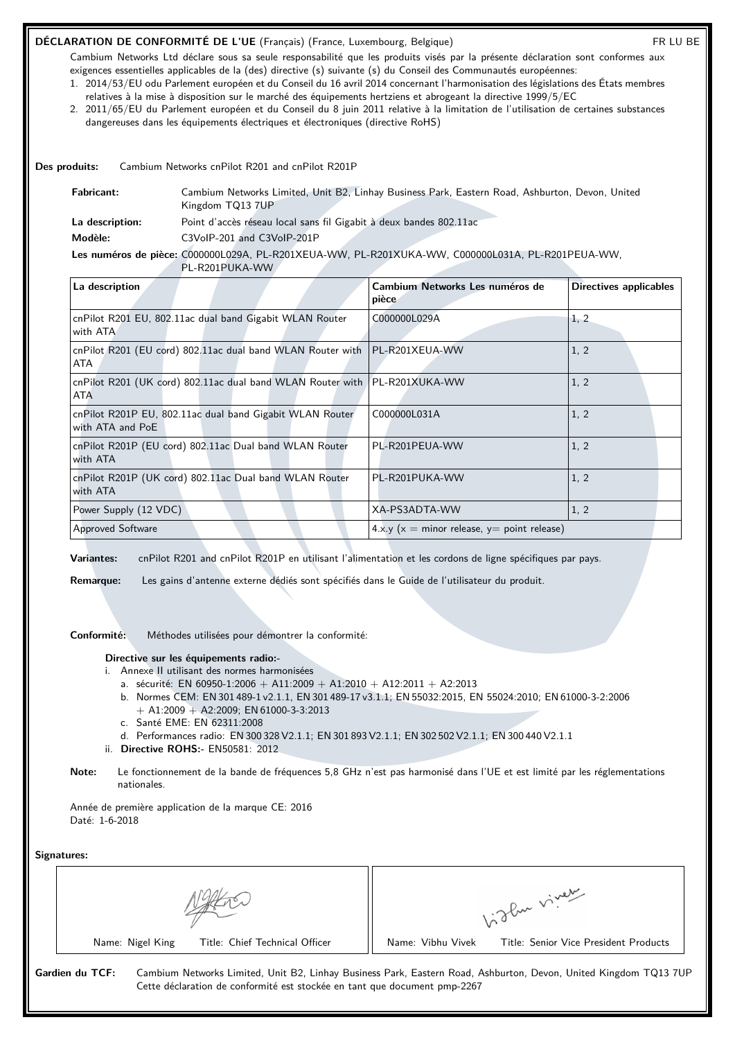## DÉCLARATION DE CONFORMITÉ DE L'UE (Français) (France, Luxembourg, Belgique)

FR LU BE

Cambium Networks Ltd déclare sous sa seule responsabilité que les produits visés par la présente déclaration sont conformes aux exigences essentielles applicables de la (des) directive (s) suivante (s) du Conseil des Communautés européennes:

1. 2014/53/EU odu Parlement européen et du Conseil du 16 avril 2014 concernant l'harmonisation des législations des États membres relatives à la mise à disposition sur le marché des équipements hertziens et abrogeant la directive 1999/5/EC
2. 2011/65/EU du Parlement européen et du Conseil du 8 juin 2011 relative à la limitation de l'utilisation de certaines substances dangereuses dans les équipements électriques et électroniques (directive RoHS)

**Des produits:** Cambium Networks cnPilot R201 and cnPilot R201P

**Fabricant:** Cambium Networks Limited, Unit B2, Linhay Business Park, Eastern Road, Ashburton, Devon, United Kingdom TQ13 7UP

**La description:** Point d'accès réseau local sans fil Gigabit à deux bandes 802.11ac

**Modèle:** C3VoIP-201 and C3VoIP-201P

**Les numéros de pièce:** C000000L029A, PL-R201XEUA-WW, PL-R201XUKA-WW, C000000L031A, PL-R201PEUA-WW, PL-R201PUKA-WW

| La description | Cambium Networks Les numéros de pièce | Directives applicables |
|---|---|---|
| cnPilot R201 EU, 802.11ac dual band Gigabit WLAN Router with ATA | C000000L029A | 1, 2 |
| cnPilot R201 (EU cord) 802.11ac dual band WLAN Router with ATA | PL-R201XEUA-WW | 1, 2 |
| cnPilot R201 (UK cord) 802.11ac dual band WLAN Router with ATA | PL-R201XUKA-WW | 1, 2 |
| cnPilot R201P EU, 802.11ac dual band Gigabit WLAN Router with ATA and PoE | C000000L031A | 1, 2 |
| cnPilot R201P (EU cord) 802.11ac Dual band WLAN Router with ATA | PL-R201PEUA-WW | 1, 2 |
| cnPilot R201P (UK cord) 802.11ac Dual band WLAN Router with ATA | PL-R201PUKA-WW | 1, 2 |
| Power Supply (12 VDC) | XA-PS3ADTA-WW | 1, 2 |
| Approved Software | 4.x.y (x = minor release, y= point release) | |

**Variantes:** cnPilot R201 and cnPilot R201P en utilisant l'alimentation et les cordons de ligne spécifiques par pays.

**Remarque:** Les gains d'antenne externe dédiés sont spécifiés dans le Guide de l'utilisateur du produit.

**Conformité:** Méthodes utilisées pour démontrer la conformité:

**Directive sur les équipements radio:-**

i. Annexe II utilisant des normes harmonisées
   a. sécurité: EN 60950-1:2006 + A11:2009 + A1:2010 + A12:2011 + A2:2013
   b. Normes CEM: EN 301 489-1 v2.1.1, EN 301 489-17 v3.1.1; EN 55032:2015, EN 55024:2010; EN 61000-3-2:2006 + A1:2009 + A2:2009; EN 61000-3-3:2013
   c. Santé EME: EN 62311:2008
   d. Performances radio: EN 300 328 V2.1.1; EN 301 893 V2.1.1; EN 302 502 V2.1.1; EN 300 440 V2.1.1

ii. **Directive ROHS:-** EN50581: 2012

**Note:** Le fonctionnement de la bande de fréquences 5,8 GHz n'est pas harmonisé dans l'UE et est limité par les réglementations nationales.

Année de première application de la marque CE: 2016
Daté: 1-6-2018

**Signatures:**

| Name: Nigel King Title: Chief Technical Officer | Name: Vibhu Vivek Title: Senior Vice President Products |
|---|---|

**Gardien du TCF:** Cambium Networks Limited, Unit B2, Linhay Business Park, Eastern Road, Ashburton, Devon, United Kingdom TQ13 7UP
Cette déclaration de conformité est stockée en tant que document pmp-2267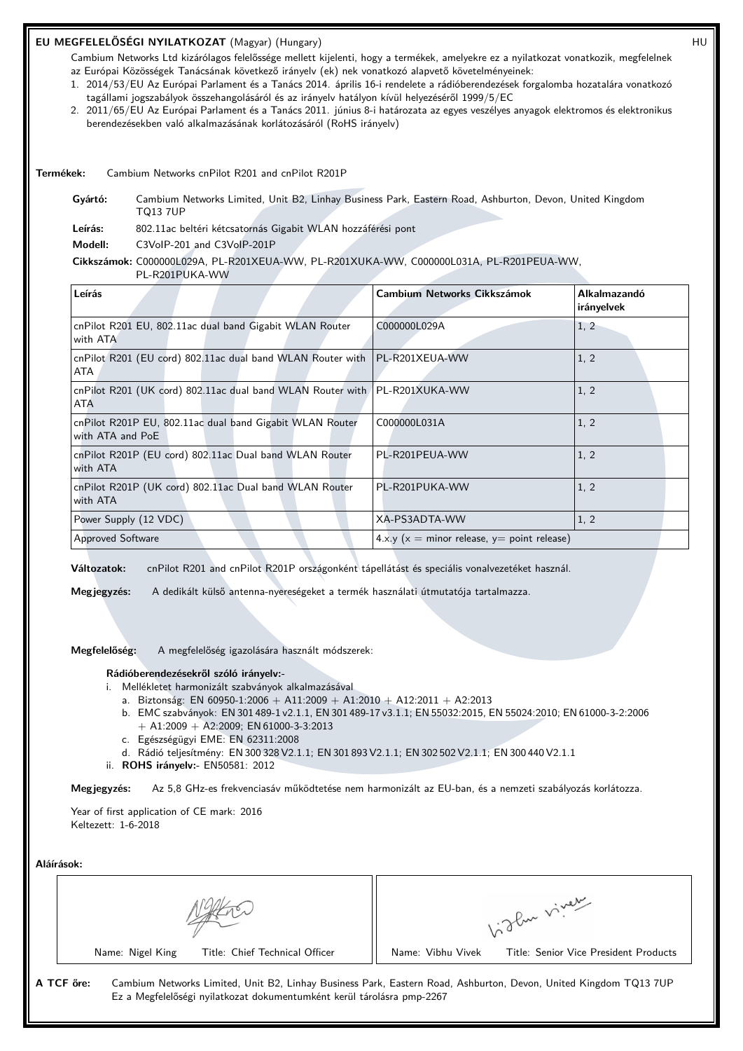## EU MEGFELELŐSÉGI NYILATKOZAT (Magyar) (Hungary)

HU

Cambium Networks Ltd kizárólagos felelőssége mellett kijelenti, hogy a termékek, amelyekre ez a nyilatkozat vonatkozik, megfelelnek az Európai Közösségek Tanácsának következő irányelv (ek) nek vonatkozó alapvető követelményeinek:

1. 2014/53/EU Az Európai Parlament és a Tanács 2014. április 16-i rendelete a rádióberendezések forgalomba hozatalára vonatkozó tagállami jogszabályok összehangolásáról és az irányelv hatályon kívül helyezéséről 1999/5/EC
2. 2011/65/EU Az Európai Parlament és a Tanács 2011. június 8-i határozata az egyes veszélyes anyagok elektromos és elektronikus berendezésekben való alkalmazásának korlátozásáról (RoHS irányelv)

**Termékek:** Cambium Networks cnPilot R201 and cnPilot R201P

**Gyártó:** Cambium Networks Limited, Unit B2, Linhay Business Park, Eastern Road, Ashburton, Devon, United Kingdom TQ13 7UP

**Leírás:** 802.11ac beltéri kétcsatornás Gigabit WLAN hozzáférési pont

**Modell:** C3VoIP-201 and C3VoIP-201P

**Cikkszámok:** C000000L029A, PL-R201XEUA-WW, PL-R201XUKA-WW, C000000L031A, PL-R201PEUA-WW, PL-R201PUKA-WW

| Leírás | Cambium Networks Cikkszámok | Alkalmazandó irányelvek |
|---|---|---|
| cnPilot R201 EU, 802.11ac dual band Gigabit WLAN Router with ATA | C000000L029A | 1, 2 |
| cnPilot R201 (EU cord) 802.11ac dual band WLAN Router with ATA | PL-R201XEUA-WW | 1, 2 |
| cnPilot R201 (UK cord) 802.11ac dual band WLAN Router with ATA | PL-R201XUKA-WW | 1, 2 |
| cnPilot R201P EU, 802.11ac dual band Gigabit WLAN Router with ATA and PoE | C000000L031A | 1, 2 |
| cnPilot R201P (EU cord) 802.11ac Dual band WLAN Router with ATA | PL-R201PEUA-WW | 1, 2 |
| cnPilot R201P (UK cord) 802.11ac Dual band WLAN Router with ATA | PL-R201PUKA-WW | 1, 2 |
| Power Supply (12 VDC) | XA-PS3ADTA-WW | 1, 2 |
| Approved Software | 4.x.y (x = minor release, y= point release) | |

**Változatok:** cnPilot R201 and cnPilot R201P országonként tápellátást és speciális vonalvezetéket használ.

**Megjegyzés:** A dedikált külső antenna-nyereségeket a termék használati útmutatója tartalmazza.

**Megfelelőség:** A megfelelőség igazolására használt módszerek:

**Rádióberendezésekről szóló irányelv:-**

i. Mellékletet harmonizált szabványok alkalmazásával
   a. Biztonság: EN 60950-1:2006 + A11:2009 + A1:2010 + A12:2011 + A2:2013
   b. EMC szabványok: EN 301 489-1 v2.1.1, EN 301 489-17 v3.1.1; EN 55032:2015, EN 55024:2010; EN 61000-3-2:2006 + A1:2009 + A2:2009; EN 61000-3-3:2013
   c. Egészségügyi EME: EN 62311:2008
   d. Rádió teljesítmény: EN 300 328 V2.1.1; EN 301 893 V2.1.1; EN 302 502 V2.1.1; EN 300 440 V2.1.1

ii. **ROHS irányelv:-** EN50581: 2012

**Megjegyzés:** Az 5,8 GHz-es frekvenciasáv működtetése nem harmonizált az EU-ban, és a nemzeti szabályozás korlátozza.

Year of first application of CE mark: 2016

Keltezett: 1-6-2018

**Aláírások:**

| Name: Nigel King — Title: Chief Technical Officer | Name: Vibhu Vivek — Title: Senior Vice President Products |
|---|---|

**A TCF őre:** Cambium Networks Limited, Unit B2, Linhay Business Park, Eastern Road, Ashburton, Devon, United Kingdom TQ13 7UP
Ez a Megfelelőségi nyilatkozat dokumentumként kerül tárolásra pmp-2267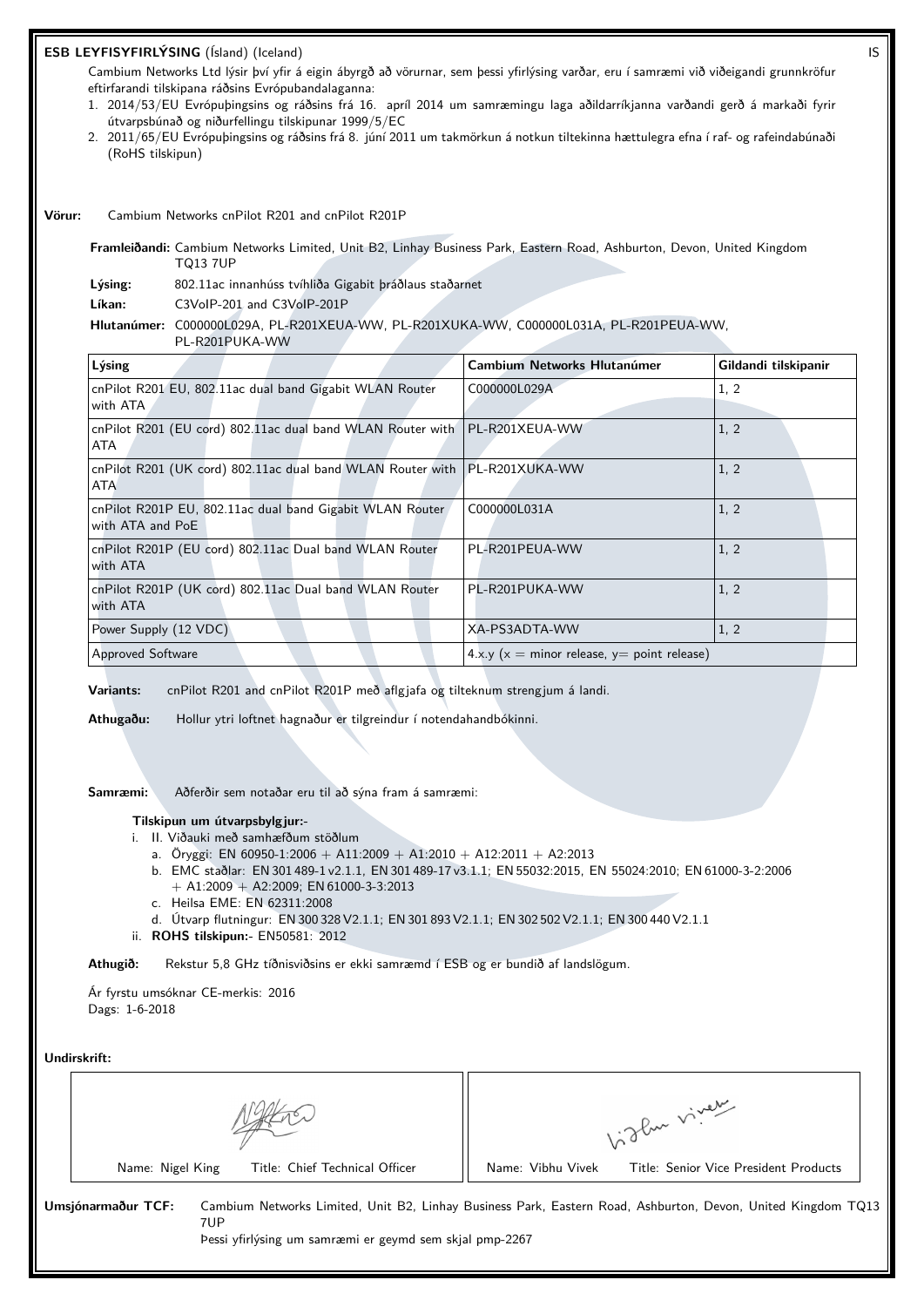## ESB LEYFISYFIRLÝSING (Ísland) (Iceland)

IS

Cambium Networks Ltd lýsir því yfir á eigin ábyrgð að vörurnar, sem þessi yfirlýsing varðar, eru í samræmi við viðeigandi grunnkröfur eftirfarandi tilskipana ráðsins Evrópubandalaganna:

1. 2014/53/EU Evrópuþingsins og ráðsins frá 16. apríl 2014 um samræmingu laga aðildarríkjanna varðandi gerð á markaði fyrir útvarpsbúnað og niðurfellingu tilskipunar 1999/5/EC
2. 2011/65/EU Evrópuþingsins og ráðsins frá 8. júní 2011 um takmörkun á notkun tiltekinna hættulegra efna í raf- og rafeindabúnaði (RoHS tilskipun)

**Vörur:** Cambium Networks cnPilot R201 and cnPilot R201P

**Framleiðandi:** Cambium Networks Limited, Unit B2, Linhay Business Park, Eastern Road, Ashburton, Devon, United Kingdom TQ13 7UP

**Lýsing:** 802.11ac innanhúss tvíhliða Gigabit þráðlaus staðarnet

**Líkan:** C3VoIP-201 and C3VoIP-201P

**Hlutanúmer:** C000000L029A, PL-R201XEUA-WW, PL-R201XUKA-WW, C000000L031A, PL-R201PEUA-WW, PL-R201PUKA-WW

| Lýsing | Cambium Networks Hlutanúmer | Gildandi tilskipanir |
|---|---|---|
| cnPilot R201 EU, 802.11ac dual band Gigabit WLAN Router with ATA | C000000L029A | 1, 2 |
| cnPilot R201 (EU cord) 802.11ac dual band WLAN Router with ATA | PL-R201XEUA-WW | 1, 2 |
| cnPilot R201 (UK cord) 802.11ac dual band WLAN Router with ATA | PL-R201XUKA-WW | 1, 2 |
| cnPilot R201P EU, 802.11ac dual band Gigabit WLAN Router with ATA and PoE | C000000L031A | 1, 2 |
| cnPilot R201P (EU cord) 802.11ac Dual band WLAN Router with ATA | PL-R201PEUA-WW | 1, 2 |
| cnPilot R201P (UK cord) 802.11ac Dual band WLAN Router with ATA | PL-R201PUKA-WW | 1, 2 |
| Power Supply (12 VDC) | XA-PS3ADTA-WW | 1, 2 |
| Approved Software | 4.x.y (x = minor release, y= point release) | |

**Variants:** cnPilot R201 and cnPilot R201P með aflgjafa og tilteknum strengjum á landi.

**Athugaðu:** Hollur ytri loftnet hagnaður er tilgreindur í notendahandbókinni.

**Samræmi:** Aðferðir sem notaðar eru til að sýna fram á samræmi:

**Tilskipun um útvarpsbylgjur:-**

i. II. Viðauki með samhæfðum stöðlum
   a. Öryggi: EN 60950-1:2006 + A11:2009 + A1:2010 + A12:2011 + A2:2013
   b. EMC staðlar: EN 301 489-1 v2.1.1, EN 301 489-17 v3.1.1; EN 55032:2015, EN 55024:2010; EN 61000-3-2:2006 + A1:2009 + A2:2009; EN 61000-3-3:2013
   c. Heilsa EME: EN 62311:2008
   d. Útvarp flutningur: EN 300 328 V2.1.1; EN 301 893 V2.1.1; EN 302 502 V2.1.1; EN 300 440 V2.1.1

ii. **ROHS tilskipun:-** EN50581: 2012

**Athugið:** Rekstur 5,8 GHz tíðnisviðsins er ekki samræmd í ESB og er bundið af landslögum.

Ár fyrstu umsóknar CE-merkis: 2016
Dags: 1-6-2018

**Undirskrift:**

| Name: Nigel King Title: Chief Technical Officer | Name: Vibhu Vivek Title: Senior Vice President Products |
|---|---|

**Umsjónarmaður TCF:** Cambium Networks Limited, Unit B2, Linhay Business Park, Eastern Road, Ashburton, Devon, United Kingdom TQ13 7UP
Þessi yfirlýsing um samræmi er geymd sem skjal pmp-2267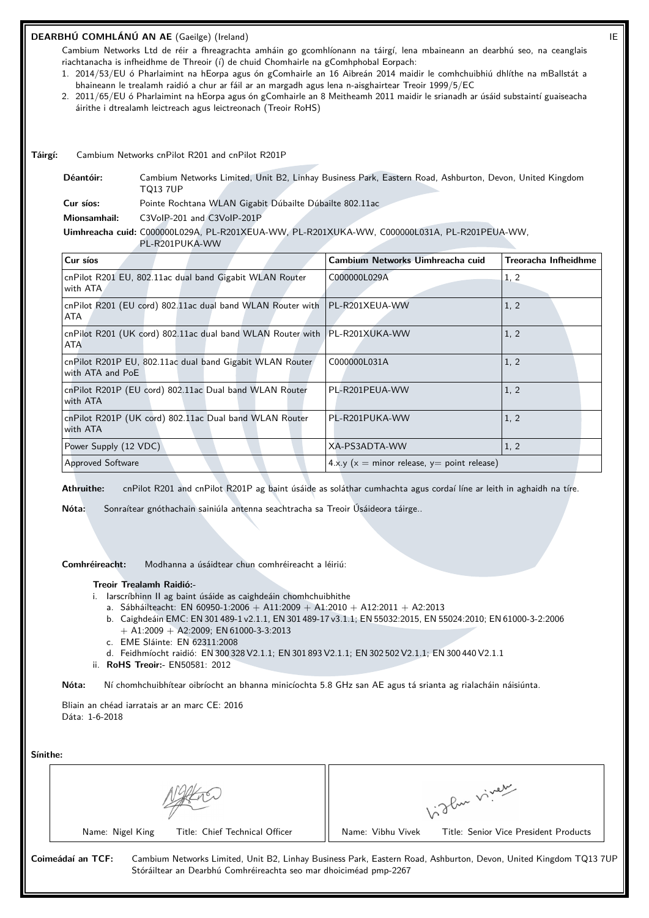# DEARBHÚ COMHLÁNÚ AN AE (Gaeilge) (Ireland)

IE

Cambium Networks Ltd de réir a fhreagrachta amháin go gcomhlíonann na táirgí, lena mbaineann an dearbhú seo, na ceanglais riachtanacha is infheidhme de Threoir (í) de chuid Chomhairle na gComhphobal Eorpach:

1. 2014/53/EU ó Pharlaimint na hEorpa agus ón gComhairle an 16 Aibreán 2014 maidir le comhchuibhiú dhlíthe na mBallstát a bhaineann le trealamh raidió a chur ar fáil ar an margadh agus lena n-aisghairtear Treoir 1999/5/EC
2. 2011/65/EU ó Pharlaimint na hEorpa agus ón gComhairle an 8 Meitheamh 2011 maidir le srianadh ar úsáid substaintí guaiseacha áirithe i dtrealamh leictreach agus leictreonach (Treoir RoHS)

**Táirgí:** Cambium Networks cnPilot R201 and cnPilot R201P

**Déantóir:** Cambium Networks Limited, Unit B2, Linhay Business Park, Eastern Road, Ashburton, Devon, United Kingdom TQ13 7UP

**Cur síos:** Pointe Rochtana WLAN Gigabit Dúbailte Dúbailte 802.11ac

**Mionsamhail:** C3VoIP-201 and C3VoIP-201P

**Uimhreacha cuid:** C000000L029A, PL-R201XEUA-WW, PL-R201XUKA-WW, C000000L031A, PL-R201PEUA-WW, PL-R201PUKA-WW

| Cur síos | Cambium Networks Uimhreacha cuid | Treoracha Infheidhme |
|---|---|---|
| cnPilot R201 EU, 802.11ac dual band Gigabit WLAN Router with ATA | C000000L029A | 1, 2 |
| cnPilot R201 (EU cord) 802.11ac dual band WLAN Router with ATA | PL-R201XEUA-WW | 1, 2 |
| cnPilot R201 (UK cord) 802.11ac dual band WLAN Router with ATA | PL-R201XUKA-WW | 1, 2 |
| cnPilot R201P EU, 802.11ac dual band Gigabit WLAN Router with ATA and PoE | C000000L031A | 1, 2 |
| cnPilot R201P (EU cord) 802.11ac Dual band WLAN Router with ATA | PL-R201PEUA-WW | 1, 2 |
| cnPilot R201P (UK cord) 802.11ac Dual band WLAN Router with ATA | PL-R201PUKA-WW | 1, 2 |
| Power Supply (12 VDC) | XA-PS3ADTA-WW | 1, 2 |
| Approved Software | 4.x.y (x = minor release, y= point release) | |

**Athruithe:** cnPilot R201 and cnPilot R201P ag baint úsáide as soláthar cumhachta agus cordaí líne ar leith in aghaidh na tíre.

**Nóta:** Sonraítear gnóthachain sainiúla antenna seachtracha sa Treoir Úsáideora táirge..

**Comhréireacht:** Modhanna a úsáidtear chun comhréireacht a léiriú:

**Treoir Trealamh Raidió:-**

i. Iarscríbhinn II ag baint úsáide as caighdeáin chomhchuibhithe
   a. Sábháilteacht: EN 60950-1:2006 + A11:2009 + A1:2010 + A12:2011 + A2:2013
   b. Caighdeáin EMC: EN 301 489-1 v2.1.1, EN 301 489-17 v3.1.1; EN 55032:2015, EN 55024:2010; EN 61000-3-2:2006 + A1:2009 + A2:2009; EN 61000-3-3:2013
   c. EME Sláinte: EN 62311:2008
   d. Feidhmíocht raidió: EN 300 328 V2.1.1; EN 301 893 V2.1.1; EN 302 502 V2.1.1; EN 300 440 V2.1.1

ii. **RoHS Treoir:-** EN50581: 2012

**Nóta:** Ní chomhchuibhítear oibríocht an bhanna minicíochta 5.8 GHz san AE agus tá srianta ag rialacháin náisiúnta.

Bliain an chéad iarratais ar an marc CE: 2016
Dáta: 1-6-2018

**Sínithe:**

| Name: Nigel King Title: Chief Technical Officer | Name: Vibhu Vivek Title: Senior Vice President Products |
|---|---|

**Coimeádaí an TCF:** Cambium Networks Limited, Unit B2, Linhay Business Park, Eastern Road, Ashburton, Devon, United Kingdom TQ13 7UP
Stóráiltear an Dearbhú Comhréireachta seo mar dhoiciméad pmp-2267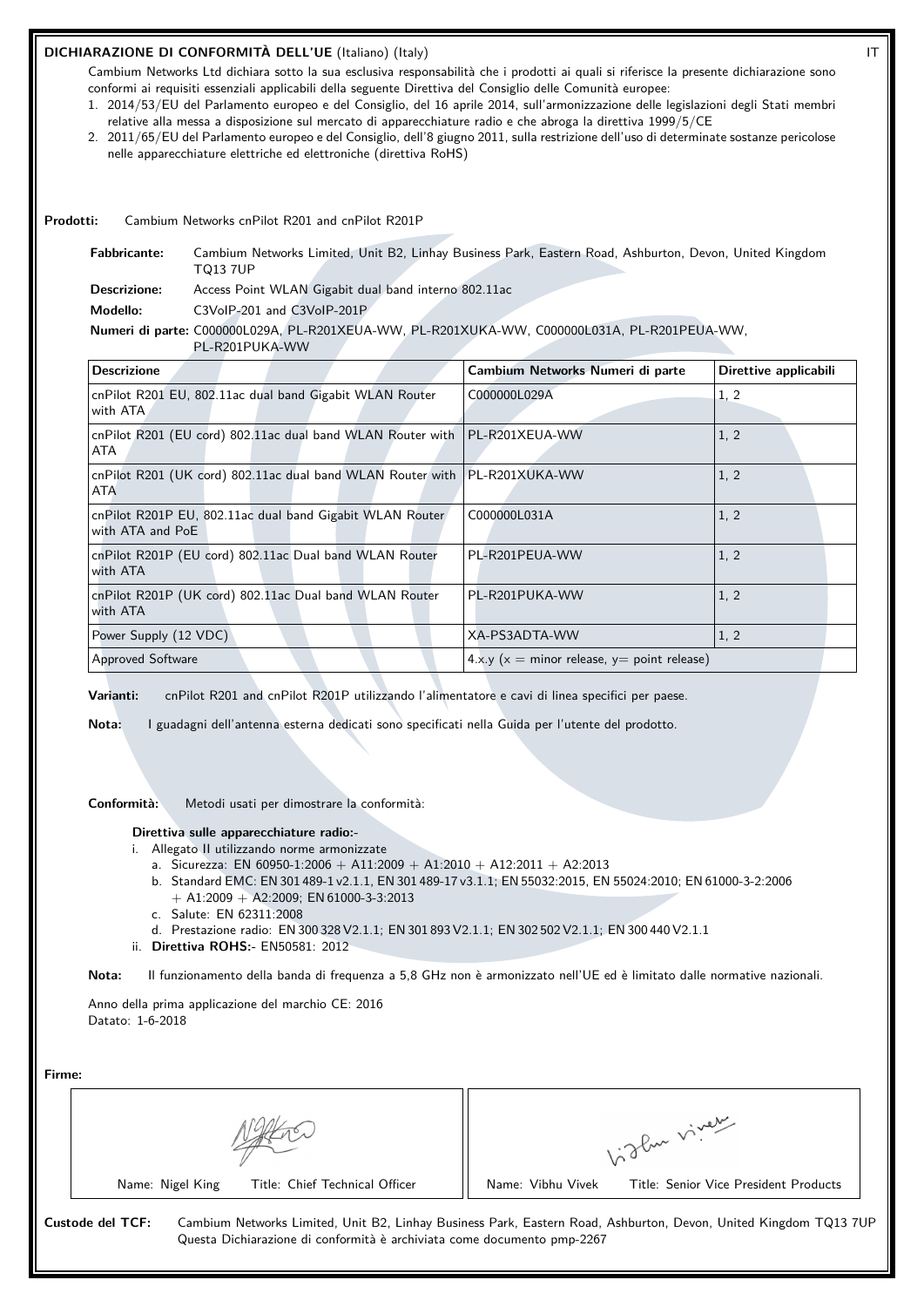## DICHIARAZIONE DI CONFORMITÀ DELL'UE (Italiano) (Italy)

IT

Cambium Networks Ltd dichiara sotto la sua esclusiva responsabilità che i prodotti ai quali si riferisce la presente dichiarazione sono conformi ai requisiti essenziali applicabili della seguente Direttiva del Consiglio delle Comunità europee:

1. 2014/53/EU del Parlamento europeo e del Consiglio, del 16 aprile 2014, sull'armonizzazione delle legislazioni degli Stati membri relative alla messa a disposizione sul mercato di apparecchiature radio e che abroga la direttiva 1999/5/CE
2. 2011/65/EU del Parlamento europeo e del Consiglio, dell'8 giugno 2011, sulla restrizione dell'uso di determinate sostanze pericolose nelle apparecchiature elettriche ed elettroniche (direttiva RoHS)

**Prodotti:** Cambium Networks cnPilot R201 and cnPilot R201P

**Fabbricante:** Cambium Networks Limited, Unit B2, Linhay Business Park, Eastern Road, Ashburton, Devon, United Kingdom TQ13 7UP

**Descrizione:** Access Point WLAN Gigabit dual band interno 802.11ac

**Modello:** C3VoIP-201 and C3VoIP-201P

**Numeri di parte:** C000000L029A, PL-R201XEUA-WW, PL-R201XUKA-WW, C000000L031A, PL-R201PEUA-WW, PL-R201PUKA-WW

| Descrizione | Cambium Networks Numeri di parte | Direttive applicabili |
|---|---|---|
| cnPilot R201 EU, 802.11ac dual band Gigabit WLAN Router with ATA | C000000L029A | 1, 2 |
| cnPilot R201 (EU cord) 802.11ac dual band WLAN Router with ATA | PL-R201XEUA-WW | 1, 2 |
| cnPilot R201 (UK cord) 802.11ac dual band WLAN Router with ATA | PL-R201XUKA-WW | 1, 2 |
| cnPilot R201P EU, 802.11ac dual band Gigabit WLAN Router with ATA and PoE | C000000L031A | 1, 2 |
| cnPilot R201P (EU cord) 802.11ac Dual band WLAN Router with ATA | PL-R201PEUA-WW | 1, 2 |
| cnPilot R201P (UK cord) 802.11ac Dual band WLAN Router with ATA | PL-R201PUKA-WW | 1, 2 |
| Power Supply (12 VDC) | XA-PS3ADTA-WW | 1, 2 |
| Approved Software | 4.x.y (x = minor release, y= point release) | |

**Varianti:** cnPilot R201 and cnPilot R201P utilizzando l'alimentatore e cavi di linea specifici per paese.

**Nota:** I guadagni dell'antenna esterna dedicati sono specificati nella Guida per l'utente del prodotto.

**Conformità:** Metodi usati per dimostrare la conformità:

**Direttiva sulle apparecchiature radio:-**

i. Allegato II utilizzando norme armonizzate
   a. Sicurezza: EN 60950-1:2006 + A11:2009 + A1:2010 + A12:2011 + A2:2013
   b. Standard EMC: EN 301 489-1 v2.1.1, EN 301 489-17 v3.1.1; EN 55032:2015, EN 55024:2010; EN 61000-3-2:2006 + A1:2009 + A2:2009; EN 61000-3-3:2013
   c. Salute: EN 62311:2008
   d. Prestazione radio: EN 300 328 V2.1.1; EN 301 893 V2.1.1; EN 302 502 V2.1.1; EN 300 440 V2.1.1

ii. **Direttiva ROHS:-** EN50581: 2012

**Nota:** Il funzionamento della banda di frequenza a 5,8 GHz non è armonizzato nell'UE ed è limitato dalle normative nazionali.

Anno della prima applicazione del marchio CE: 2016

Datato: 1-6-2018

**Firme:**

| Name: Nigel King Title: Chief Technical Officer | Name: Vibhu Vivek Title: Senior Vice President Products |
|---|---|

**Custode del TCF:** Cambium Networks Limited, Unit B2, Linhay Business Park, Eastern Road, Ashburton, Devon, United Kingdom TQ13 7UP
Questa Dichiarazione di conformità è archiviata come documento pmp-2267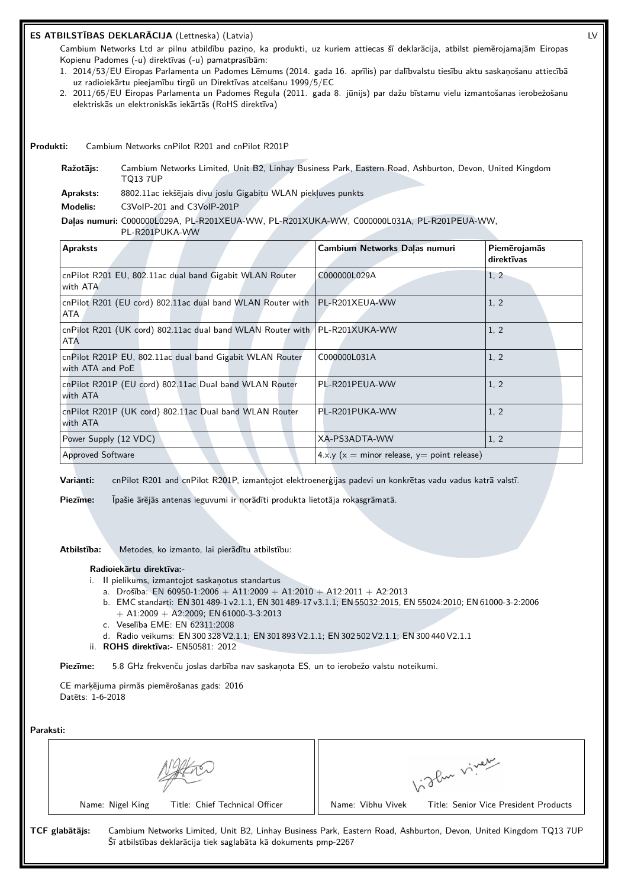**ES ATBILSTĪBAS DEKLARĀCIJA** (Lettneska) (Latvia) LV

Cambium Networks Ltd ar pilnu atbildību paziņo, ka produkti, uz kuriem attiecas šī deklarācija, atbilst piemērojamajām Eiropas Kopienu Padomes (-u) direktīvas (-u) pamatprasībām:

1. 2014/53/EU Eiropas Parlamenta un Padomes Lēmums (2014. gada 16. aprīlis) par dalībvalstu tiesību aktu saskaņošanu attiecībā uz radioiekārtu pieejamību tirgū un Direktīvas atcelšanu 1999/5/EC
2. 2011/65/EU Eiropas Parlamenta un Padomes Regula (2011. gada 8. jūnijs) par dažu bīstamu vielu izmantošanas ierobežošanu elektriskās un elektroniskās iekārtās (RoHS direktīva)

**Produkti:** Cambium Networks cnPilot R201 and cnPilot R201P

**Ražotājs:** Cambium Networks Limited, Unit B2, Linhay Business Park, Eastern Road, Ashburton, Devon, United Kingdom TQ13 7UP

**Apraksts:** 8802.11ac iekšējais divu joslu Gigabitu WLAN piekļuves punkts

**Modelis:** C3VoIP-201 and C3VoIP-201P

**Daļas numuri:** C000000L029A, PL-R201XEUA-WW, PL-R201XUKA-WW, C000000L031A, PL-R201PEUA-WW, PL-R201PUKA-WW

| Apraksts | Cambium Networks Daļas numuri | Piemērojamās direktīvas |
|---|---|---|
| cnPilot R201 EU, 802.11ac dual band Gigabit WLAN Router with ATA | C000000L029A | 1, 2 |
| cnPilot R201 (EU cord) 802.11ac dual band WLAN Router with ATA | PL-R201XEUA-WW | 1, 2 |
| cnPilot R201 (UK cord) 802.11ac dual band WLAN Router with ATA | PL-R201XUKA-WW | 1, 2 |
| cnPilot R201P EU, 802.11ac dual band Gigabit WLAN Router with ATA and PoE | C000000L031A | 1, 2 |
| cnPilot R201P (EU cord) 802.11ac Dual band WLAN Router with ATA | PL-R201PEUA-WW | 1, 2 |
| cnPilot R201P (UK cord) 802.11ac Dual band WLAN Router with ATA | PL-R201PUKA-WW | 1, 2 |
| Power Supply (12 VDC) | XA-PS3ADTA-WW | 1, 2 |
| Approved Software | 4.x.y (x = minor release, y= point release) | |

**Varianti:** cnPilot R201 and cnPilot R201P, izmantojot elektroenerģijas padevi un konkrētas vadu vadus katrā valstī.

**Piezīme:** Īpašie ārējās antenas ieguvumi ir norādīti produkta lietotāja rokasgrāmatā.

**Atbilstība:** Metodes, ko izmanto, lai pierādītu atbilstību:

**Radioiekārtu direktīva:-**

i. II pielikums, izmantojot saskaņotus standartus
   a. Drošība: EN 60950-1:2006 + A11:2009 + A1:2010 + A12:2011 + A2:2013
   b. EMC standarti: EN 301 489-1 v2.1.1, EN 301 489-17 v3.1.1; EN 55032:2015, EN 55024:2010; EN 61000-3-2:2006 + A1:2009 + A2:2009; EN 61000-3-3:2013
   c. Veselība EME: EN 62311:2008
   d. Radio veikums: EN 300 328 V2.1.1; EN 301 893 V2.1.1; EN 302 502 V2.1.1; EN 300 440 V2.1.1

ii. **ROHS direktīva:-** EN50581: 2012

**Piezīme:** 5.8 GHz frekvenču joslas darbība nav saskaņota ES, un to ierobežo valstu noteikumi.

CE marķējuma pirmās piemērošanas gads: 2016

Datēts: 1-6-2018

**Paraksti:**

| Name: Nigel King Title: Chief Technical Officer | Name: Vibhu Vivek Title: Senior Vice President Products |
|---|---|

**TCF glabātājs:** Cambium Networks Limited, Unit B2, Linhay Business Park, Eastern Road, Ashburton, Devon, United Kingdom TQ13 7UP
Šī atbilstības deklarācija tiek saglabāta kā dokuments pmp-2267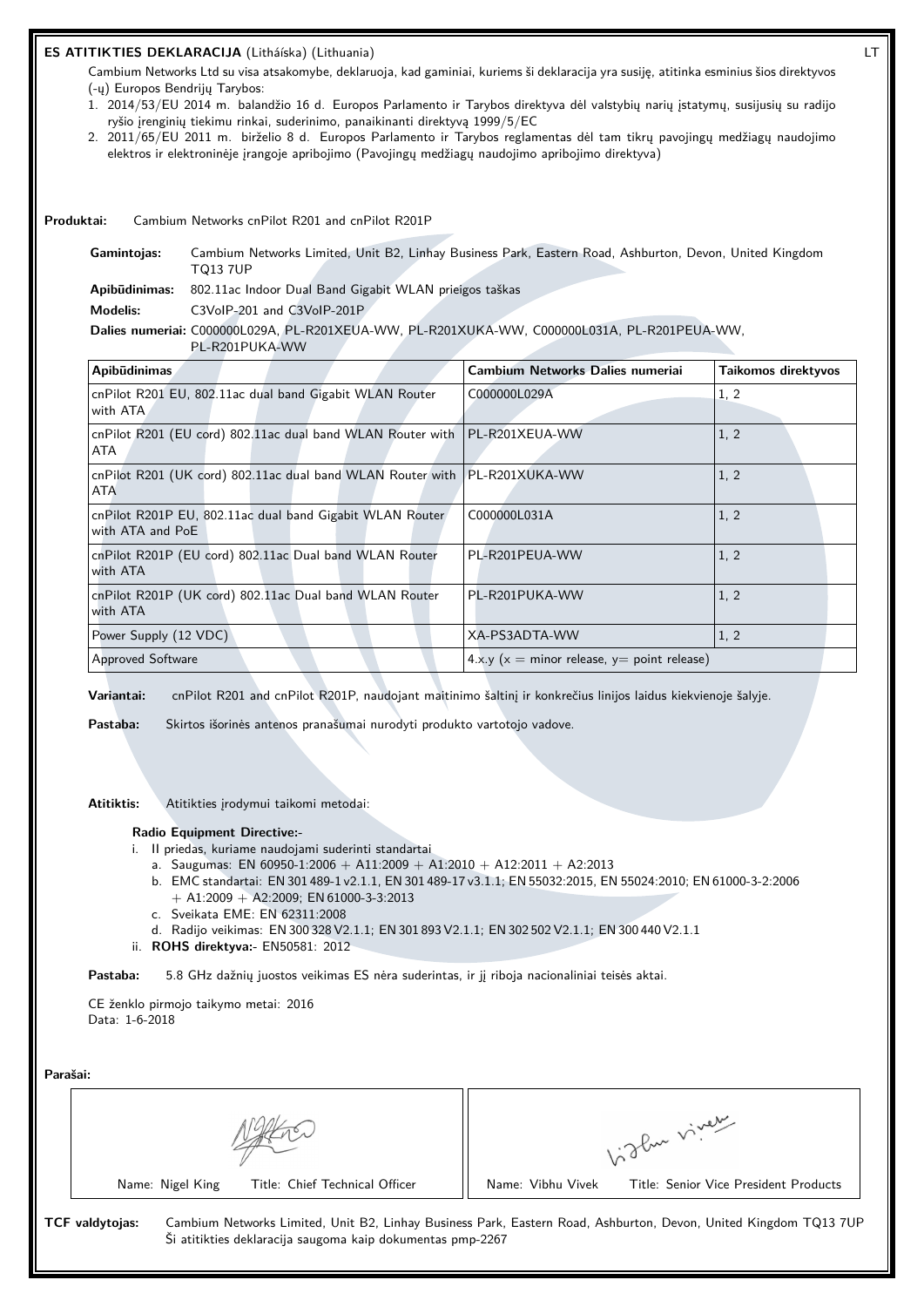## ES ATITIKTIES DEKLARACIJA (Litháíska) (Lithuania)

LT

Cambium Networks Ltd su visa atsakomybe, deklaruoja, kad gaminiai, kuriems ši deklaracija yra susiję, atitinka esminius šios direktyvos (-ų) Europos Bendrijų Tarybos:

1. 2014/53/EU 2014 m. balandžio 16 d. Europos Parlamento ir Tarybos direktyva dėl valstybių narių įstatymų, susijusių su radijo ryšio įrenginių tiekimu rinkai, suderinimo, panaikinanti direktyvą 1999/5/EC
2. 2011/65/EU 2011 m. birželio 8 d. Europos Parlamento ir Tarybos reglamentas dėl tam tikrų pavojingų medžiagų naudojimo elektros ir elektroninėje įrangoje apribojimo (Pavojingų medžiagų naudojimo apribojimo direktyva)

**Produktai:** Cambium Networks cnPilot R201 and cnPilot R201P

**Gamintojas:** Cambium Networks Limited, Unit B2, Linhay Business Park, Eastern Road, Ashburton, Devon, United Kingdom TQ13 7UP

**Apibūdinimas:** 802.11ac Indoor Dual Band Gigabit WLAN prieigos taškas

**Modelis:** C3VoIP-201 and C3VoIP-201P

**Dalies numeriai:** C000000L029A, PL-R201XEUA-WW, PL-R201XUKA-WW, C000000L031A, PL-R201PEUA-WW, PL-R201PUKA-WW

| Apibūdinimas | Cambium Networks Dalies numeriai | Taikomos direktyvos |
|---|---|---|
| cnPilot R201 EU, 802.11ac dual band Gigabit WLAN Router with ATA | C000000L029A | 1, 2 |
| cnPilot R201 (EU cord) 802.11ac dual band WLAN Router with ATA | PL-R201XEUA-WW | 1, 2 |
| cnPilot R201 (UK cord) 802.11ac dual band WLAN Router with ATA | PL-R201XUKA-WW | 1, 2 |
| cnPilot R201P EU, 802.11ac dual band Gigabit WLAN Router with ATA and PoE | C000000L031A | 1, 2 |
| cnPilot R201P (EU cord) 802.11ac Dual band WLAN Router with ATA | PL-R201PEUA-WW | 1, 2 |
| cnPilot R201P (UK cord) 802.11ac Dual band WLAN Router with ATA | PL-R201PUKA-WW | 1, 2 |
| Power Supply (12 VDC) | XA-PS3ADTA-WW | 1, 2 |
| Approved Software | 4.x.y (x = minor release, y= point release) | |

**Variantai:** cnPilot R201 and cnPilot R201P, naudojant maitinimo šaltinį ir konkrečius linijos laidus kiekvienoje šalyje.

**Pastaba:** Skirtos išorinės antenos pranašumai nurodyti produkto vartotojo vadove.

**Atitiktis:** Atitikties įrodymui taikomi metodai:

**Radio Equipment Directive:-**

i. II priedas, kuriame naudojami suderinti standartai
   a. Saugumas: EN 60950-1:2006 + A11:2009 + A1:2010 + A12:2011 + A2:2013
   b. EMC standartai: EN 301 489-1 v2.1.1, EN 301 489-17 v3.1.1; EN 55032:2015, EN 55024:2010; EN 61000-3-2:2006 + A1:2009 + A2:2009; EN 61000-3-3:2013
   c. Sveikata EME: EN 62311:2008
   d. Radijo veikimas: EN 300 328 V2.1.1; EN 301 893 V2.1.1; EN 302 502 V2.1.1; EN 300 440 V2.1.1

ii. **ROHS direktyva:-** EN50581: 2012

**Pastaba:** 5.8 GHz dažnių juostos veikimas ES nėra suderintas, ir jį riboja nacionaliniai teisės aktai.

CE ženklo pirmojo taikymo metai: 2016
Data: 1-6-2018

**Parašai:**

| Name: Nigel King Title: Chief Technical Officer | Name: Vibhu Vivek Title: Senior Vice President Products |
|---|---|

**TCF valdytojas:** Cambium Networks Limited, Unit B2, Linhay Business Park, Eastern Road, Ashburton, Devon, United Kingdom TQ13 7UP
Ši atitikties deklaracija saugoma kaip dokumentas pmp-2267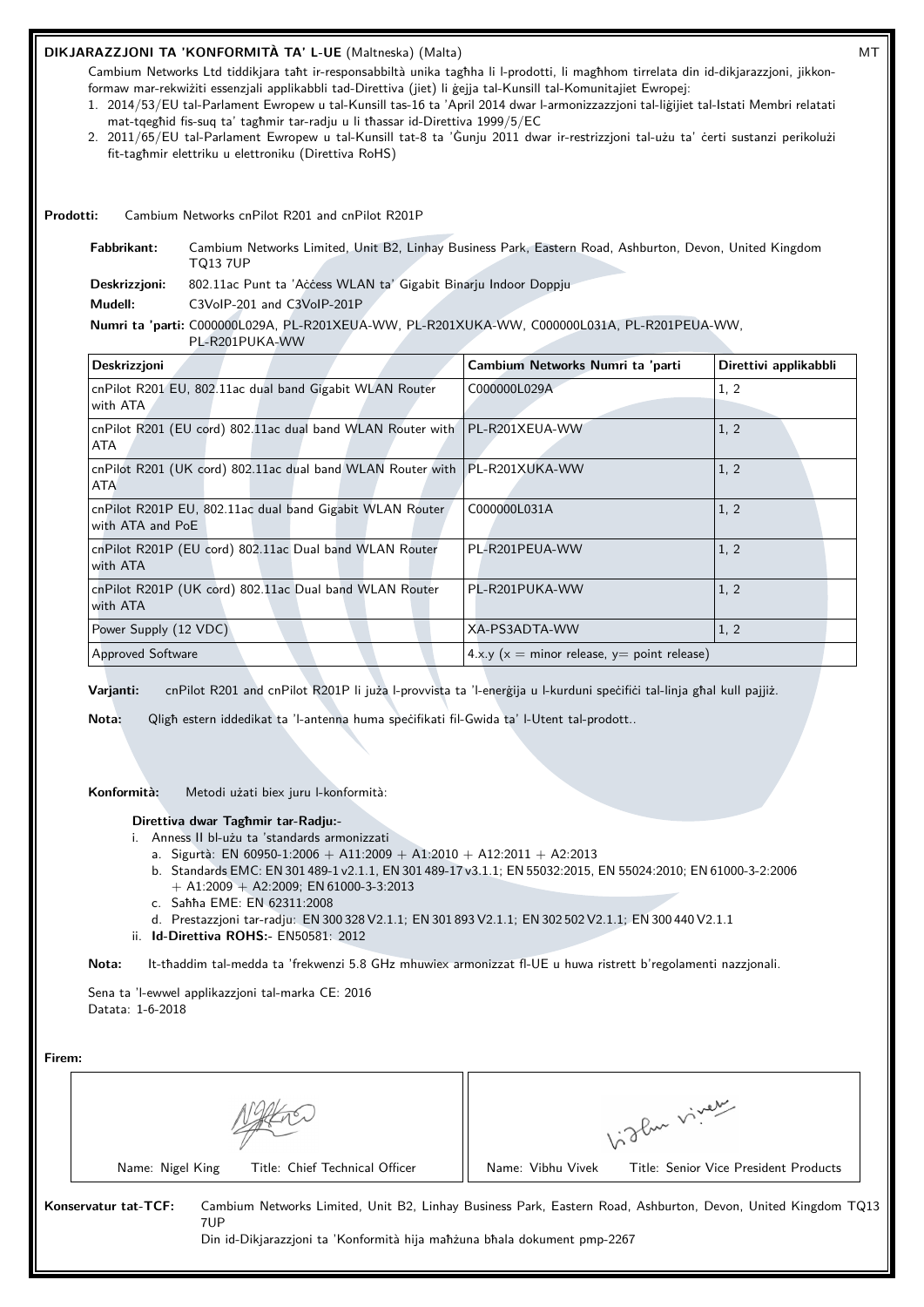**DIKJARAZZJONI TA 'KONFORMITÀ TA' L-UE** (Maltneska) (Malta) MT

Cambium Networks Ltd tiddikjara taħt ir-responsabbiltà unika tagħha li l-prodotti, li magħhom tirrelata din id-dikjarazzjoni, jikkonformaw mar-rekwiżiti essenzjali applikabbli tad-Direttiva (jiet) li ġejja tal-Kunsill tal-Komunitajiet Ewropej:

1. 2014/53/EU tal-Parlament Ewropew u tal-Kunsill tas-16 ta 'April 2014 dwar l-armonizzazzjoni tal-liġijiet tal-Istati Membri relatati mat-tqegħid fis-suq ta' tagħmir tar-radju u li tħassar id-Direttiva 1999/5/EC
2. 2011/65/EU tal-Parlament Ewropew u tal-Kunsill tat-8 ta 'Ġunju 2011 dwar ir-restrizzjoni tal-użu ta' ċerti sustanzi perikolużi fit-tagħmir elettriku u elettroniku (Direttiva RoHS)

**Prodotti:** Cambium Networks cnPilot R201 and cnPilot R201P

**Fabbrikant:** Cambium Networks Limited, Unit B2, Linhay Business Park, Eastern Road, Ashburton, Devon, United Kingdom TQ13 7UP

**Deskrizzjoni:** 802.11ac Punt ta 'Aċċess WLAN ta' Gigabit Binarju Indoor Doppju

**Mudell:** C3VoIP-201 and C3VoIP-201P

**Numri ta 'parti:** C000000L029A, PL-R201XEUA-WW, PL-R201XUKA-WW, C000000L031A, PL-R201PEUA-WW, PL-R201PUKA-WW

| Deskrizzjoni | Cambium Networks Numri ta 'parti | Direttivi applikabbli |
|---|---|---|
| cnPilot R201 EU, 802.11ac dual band Gigabit WLAN Router with ATA | C000000L029A | 1, 2 |
| cnPilot R201 (EU cord) 802.11ac dual band WLAN Router with ATA | PL-R201XEUA-WW | 1, 2 |
| cnPilot R201 (UK cord) 802.11ac dual band WLAN Router with ATA | PL-R201XUKA-WW | 1, 2 |
| cnPilot R201P EU, 802.11ac dual band Gigabit WLAN Router with ATA and PoE | C000000L031A | 1, 2 |
| cnPilot R201P (EU cord) 802.11ac Dual band WLAN Router with ATA | PL-R201PEUA-WW | 1, 2 |
| cnPilot R201P (UK cord) 802.11ac Dual band WLAN Router with ATA | PL-R201PUKA-WW | 1, 2 |
| Power Supply (12 VDC) | XA-PS3ADTA-WW | 1, 2 |
| Approved Software | 4.x.y (x = minor release, y= point release) | |

**Varjanti:** cnPilot R201 and cnPilot R201P li jużа l-provvista ta 'l-enerġija u l-kurduni speċifiċi tal-linja għal kull pajjiż.

**Nota:** Qligħ estern iddedikat ta 'l-antenna huma speċifikati fil-Gwida ta' l-Utent tal-prodott..

**Konformità:** Metodi użati biex juru l-konformità:

**Direttiva dwar Tagħmir tar-Radju:-**

- i. Anness II bl-użu ta 'standards armonizzati
  - a. Sigurtà: EN 60950-1:2006 + A11:2009 + A1:2010 + A12:2011 + A2:2013
  - b. Standards EMC: EN 301 489-1 v2.1.1, EN 301 489-17 v3.1.1; EN 55032:2015, EN 55024:2010; EN 61000-3-2:2006 + A1:2009 + A2:2009; EN 61000-3-3:2013
  - c. Saħħa EME: EN 62311:2008
  - d. Prestazzjoni tar-radju: EN 300 328 V2.1.1; EN 301 893 V2.1.1; EN 302 502 V2.1.1; EN 300 440 V2.1.1
- ii. **Id-Direttiva ROHS:-** EN50581: 2012

**Nota:** It-tħaddim tal-medda ta 'frekwenzi 5.8 GHz mhuwiex armonizzat fl-UE u huwa ristrett b'regolamenti nazzjonali.

Sena ta 'l-ewwel applikazzjoni tal-marka CE: 2016

Datata: 1-6-2018

**Firem:**

| Name: Nigel King Title: Chief Technical Officer | Name: Vibhu Vivek Title: Senior Vice President Products |
|---|---|

**Konservatur tat-TCF:** Cambium Networks Limited, Unit B2, Linhay Business Park, Eastern Road, Ashburton, Devon, United Kingdom TQ13 7UP

Din id-Dikjarazzjoni ta 'Konformità hija maħżuna bħala dokument pmp-2267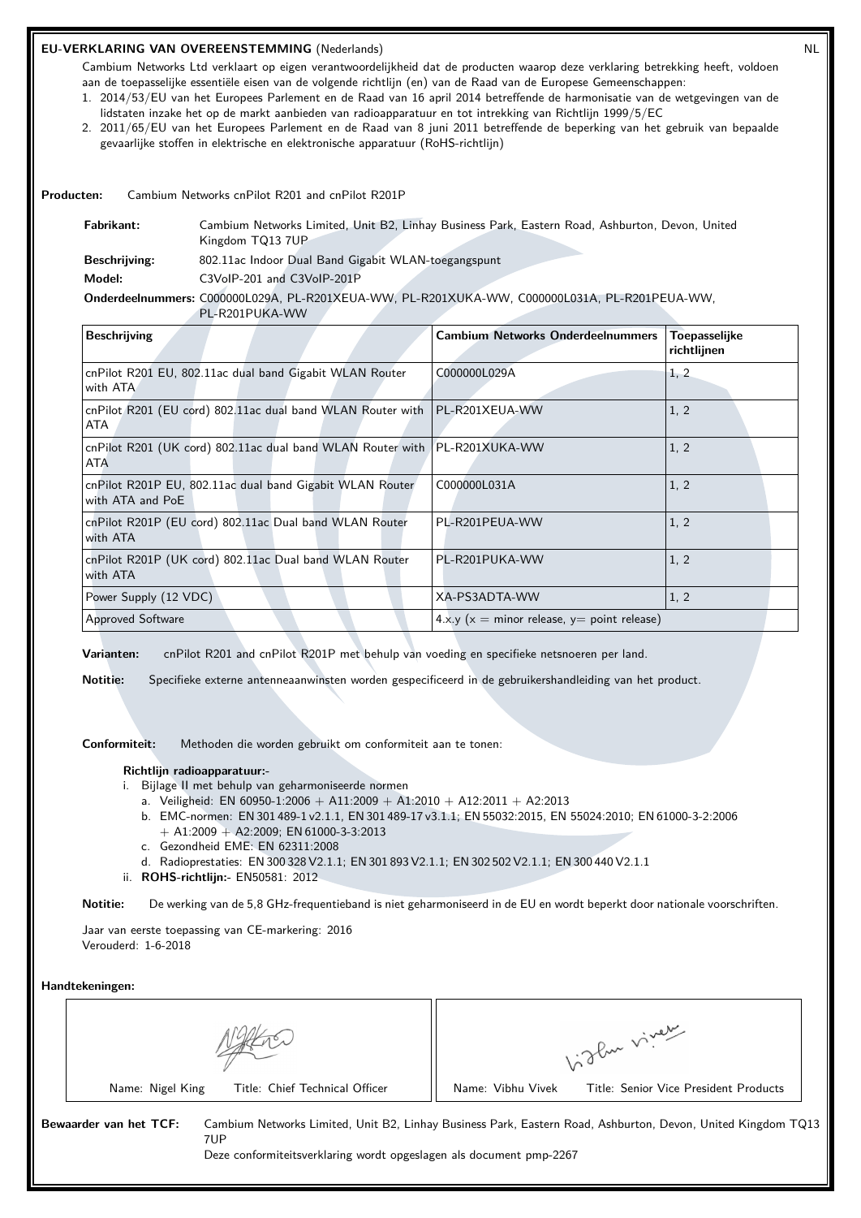## EU-VERKLARING VAN OVEREENSTEMMING (Nederlands)

NL

Cambium Networks Ltd verklaart op eigen verantwoordelijkheid dat de producten waarop deze verklaring betrekking heeft, voldoen aan de toepasselijke essentiële eisen van de volgende richtlijn (en) van de Raad van de Europese Gemeenschappen:

1. 2014/53/EU van het Europees Parlement en de Raad van 16 april 2014 betreffende de harmonisatie van de wetgevingen van de lidstaten inzake het op de markt aanbieden van radioapparatuur en tot intrekking van Richtlijn 1999/5/EC
2. 2011/65/EU van het Europees Parlement en de Raad van 8 juni 2011 betreffende de beperking van het gebruik van bepaalde gevaarlijke stoffen in elektrische en elektronische apparatuur (RoHS-richtlijn)

**Producten:** Cambium Networks cnPilot R201 and cnPilot R201P

**Fabrikant:** Cambium Networks Limited, Unit B2, Linhay Business Park, Eastern Road, Ashburton, Devon, United Kingdom TQ13 7UP

**Beschrijving:** 802.11ac Indoor Dual Band Gigabit WLAN-toegangspunt

**Model:** C3VoIP-201 and C3VoIP-201P

**Onderdeelnummers:** C000000L029A, PL-R201XEUA-WW, PL-R201XUKA-WW, C000000L031A, PL-R201PEUA-WW, PL-R201PUKA-WW

| Beschrijving | Cambium Networks Onderdeelnummers | Toepasselijke richtlijnen |
|---|---|---|
| cnPilot R201 EU, 802.11ac dual band Gigabit WLAN Router with ATA | C000000L029A | 1, 2 |
| cnPilot R201 (EU cord) 802.11ac dual band WLAN Router with ATA | PL-R201XEUA-WW | 1, 2 |
| cnPilot R201 (UK cord) 802.11ac dual band WLAN Router with ATA | PL-R201XUKA-WW | 1, 2 |
| cnPilot R201P EU, 802.11ac dual band Gigabit WLAN Router with ATA and PoE | C000000L031A | 1, 2 |
| cnPilot R201P (EU cord) 802.11ac Dual band WLAN Router with ATA | PL-R201PEUA-WW | 1, 2 |
| cnPilot R201P (UK cord) 802.11ac Dual band WLAN Router with ATA | PL-R201PUKA-WW | 1, 2 |
| Power Supply (12 VDC) | XA-PS3ADTA-WW | 1, 2 |
| Approved Software | 4.x.y (x = minor release, y= point release) | |

**Varianten:** cnPilot R201 and cnPilot R201P met behulp van voeding en specifieke netsnoeren per land.

**Notitie:** Specifieke externe antenneaanwinsten worden gespecificeerd in de gebruikershandleiding van het product.

**Conformiteit:** Methoden die worden gebruikt om conformiteit aan te tonen:

**Richtlijn radioapparatuur:-**

i. Bijlage II met behulp van geharmoniseerde normen
   a. Veiligheid: EN 60950-1:2006 + A11:2009 + A1:2010 + A12:2011 + A2:2013
   b. EMC-normen: EN 301 489-1 v2.1.1, EN 301 489-17 v3.1.1; EN 55032:2015, EN 55024:2010; EN 61000-3-2:2006 + A1:2009 + A2:2009; EN 61000-3-3:2013
   c. Gezondheid EME: EN 62311:2008
   d. Radioprestaties: EN 300 328 V2.1.1; EN 301 893 V2.1.1; EN 302 502 V2.1.1; EN 300 440 V2.1.1

ii. **ROHS-richtlijn:-** EN50581: 2012

**Notitie:** De werking van de 5,8 GHz-frequentieband is niet geharmoniseerd in de EU en wordt beperkt door nationale voorschriften.

Jaar van eerste toepassing van CE-markering: 2016
Verouderd: 1-6-2018

**Handtekeningen:**

| Name: Nigel King Title: Chief Technical Officer | Name: Vibhu Vivek Title: Senior Vice President Products |
|---|---|

**Bewaarder van het TCF:** Cambium Networks Limited, Unit B2, Linhay Business Park, Eastern Road, Ashburton, Devon, United Kingdom TQ13 7UP
Deze conformiteitsverklaring wordt opgeslagen als document pmp-2267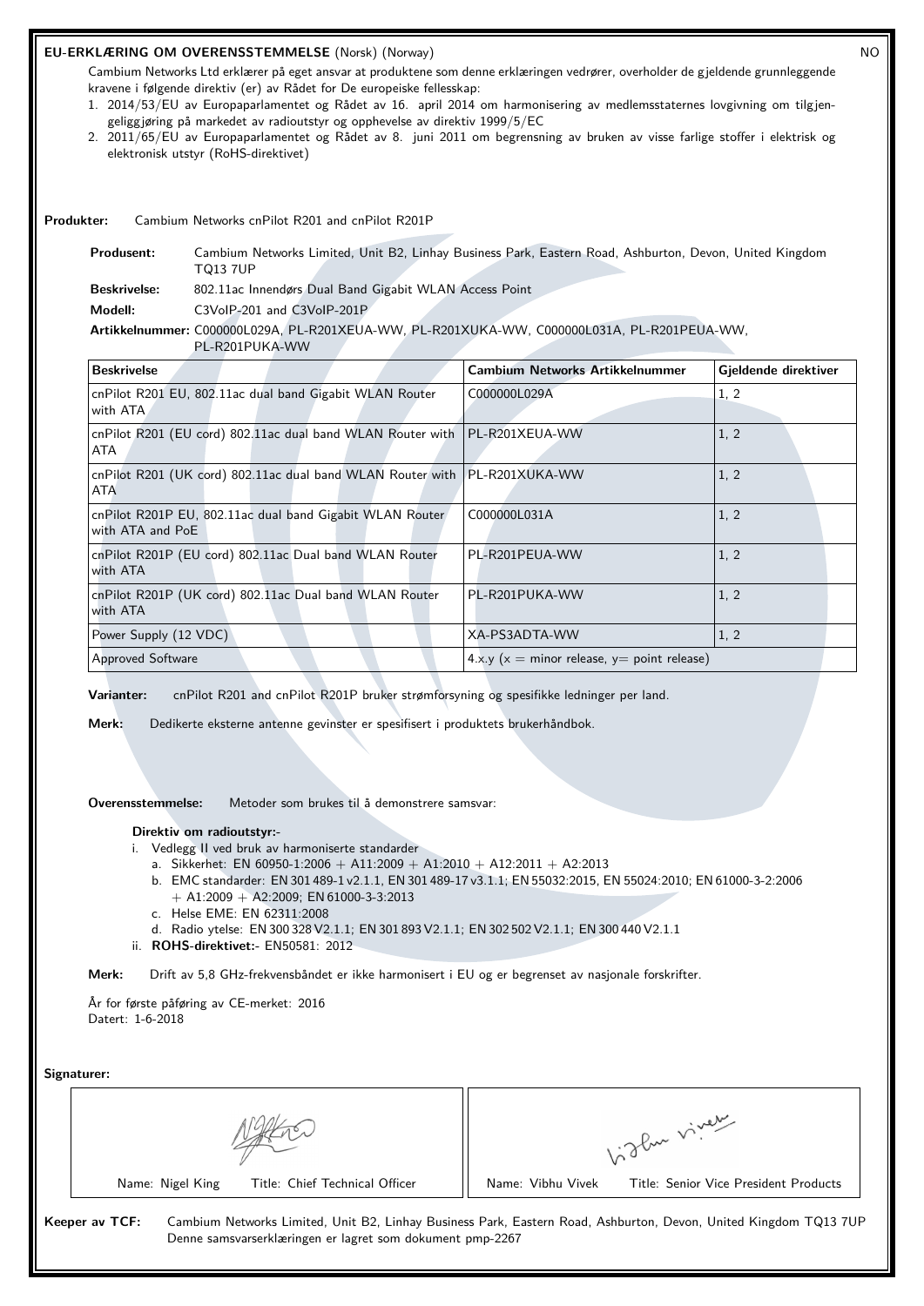## EU-ERKLÆRING OM OVERENSSTEMMELSE (Norsk) (Norway)

NO

Cambium Networks Ltd erklærer på eget ansvar at produktene som denne erklæringen vedrører, overholder de gjeldende grunnleggende kravene i følgende direktiv (er) av Rådet for De europeiske fellesskap:

1. 2014/53/EU av Europaparlamentet og Rådet av 16. april 2014 om harmonisering av medlemsstaternes lovgivning om tilgjengeliggjøring på markedet av radioutstyr og opphevelse av direktiv 1999/5/EC
2. 2011/65/EU av Europaparlamentet og Rådet av 8. juni 2011 om begrensning av bruken av visse farlige stoffer i elektrisk og elektronisk utstyr (RoHS-direktivet)

**Produkter:** Cambium Networks cnPilot R201 and cnPilot R201P

**Produsent:** Cambium Networks Limited, Unit B2, Linhay Business Park, Eastern Road, Ashburton, Devon, United Kingdom TQ13 7UP

**Beskrivelse:** 802.11ac Innendørs Dual Band Gigabit WLAN Access Point

**Modell:** C3VoIP-201 and C3VoIP-201P

**Artikkelnummer:** C000000L029A, PL-R201XEUA-WW, PL-R201XUKA-WW, C000000L031A, PL-R201PEUA-WW, PL-R201PUKA-WW

| Beskrivelse | Cambium Networks Artikkelnummer | Gjeldende direktiver |
|---|---|---|
| cnPilot R201 EU, 802.11ac dual band Gigabit WLAN Router with ATA | C000000L029A | 1, 2 |
| cnPilot R201 (EU cord) 802.11ac dual band WLAN Router with ATA | PL-R201XEUA-WW | 1, 2 |
| cnPilot R201 (UK cord) 802.11ac dual band WLAN Router with ATA | PL-R201XUKA-WW | 1, 2 |
| cnPilot R201P EU, 802.11ac dual band Gigabit WLAN Router with ATA and PoE | C000000L031A | 1, 2 |
| cnPilot R201P (EU cord) 802.11ac Dual band WLAN Router with ATA | PL-R201PEUA-WW | 1, 2 |
| cnPilot R201P (UK cord) 802.11ac Dual band WLAN Router with ATA | PL-R201PUKA-WW | 1, 2 |
| Power Supply (12 VDC) | XA-PS3ADTA-WW | 1, 2 |
| Approved Software | 4.x.y (x = minor release, y= point release) | |

**Varianter:** cnPilot R201 and cnPilot R201P bruker strømforsyning og spesifikke ledninger per land.

**Merk:** Dedikerte eksterne antenne gevinster er spesifisert i produktets brukerhåndbok.

**Overensstemmelse:** Metoder som brukes til å demonstrere samsvar:

**Direktiv om radioutstyr:-**

i. Vedlegg II ved bruk av harmoniserte standarder
   a. Sikkerhet: EN 60950-1:2006 + A11:2009 + A1:2010 + A12:2011 + A2:2013
   b. EMC standarder: EN 301 489-1 v2.1.1, EN 301 489-17 v3.1.1; EN 55032:2015, EN 55024:2010; EN 61000-3-2:2006 + A1:2009 + A2:2009; EN 61000-3-3:2013
   c. Helse EME: EN 62311:2008
   d. Radio ytelse: EN 300 328 V2.1.1; EN 301 893 V2.1.1; EN 302 502 V2.1.1; EN 300 440 V2.1.1

ii. **ROHS-direktivet:-** EN50581: 2012

**Merk:** Drift av 5,8 GHz-frekvensbåndet er ikke harmonisert i EU og er begrenset av nasjonale forskrifter.

År for første påføring av CE-merket: 2016
Datert: 1-6-2018

**Signaturer:**

| Name: Nigel King &nbsp; Title: Chief Technical Officer | Name: Vibhu Vivek &nbsp; Title: Senior Vice President Products |
|---|---|

**Keeper av TCF:** Cambium Networks Limited, Unit B2, Linhay Business Park, Eastern Road, Ashburton, Devon, United Kingdom TQ13 7UP
Denne samsvarserklæringen er lagret som dokument pmp-2267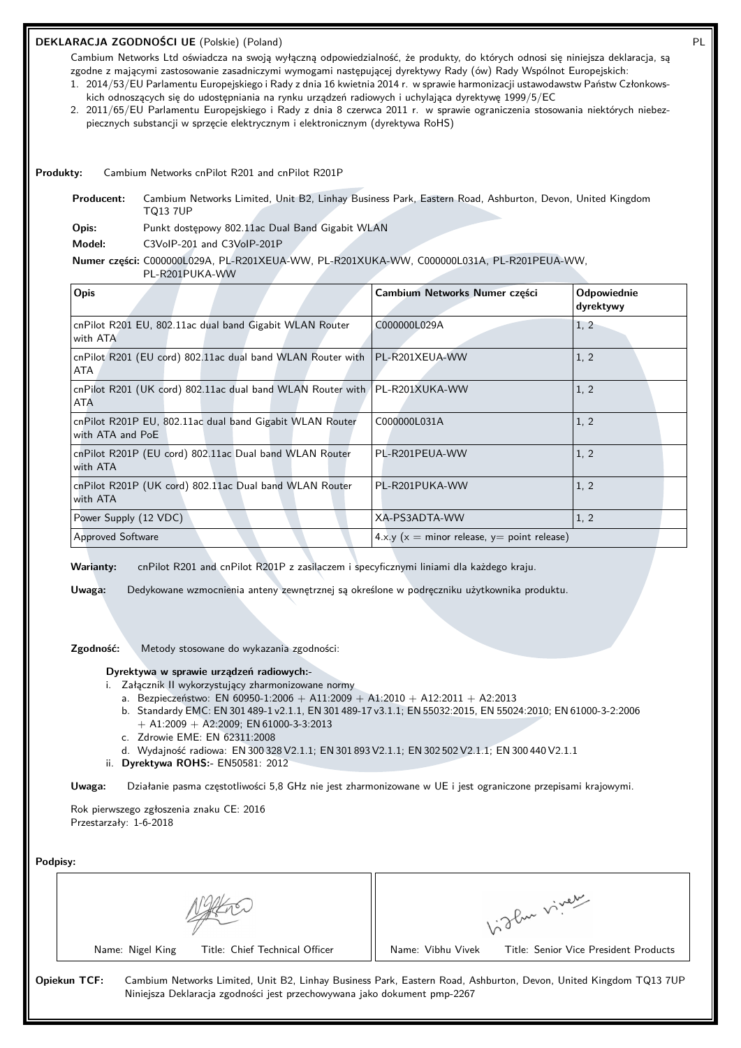## DEKLARACJA ZGODNOŚCI UE (Polskie) (Poland)

PL

Cambium Networks Ltd oświadcza na swoją wyłączną odpowiedzialność, że produkty, do których odnosi się niniejsza deklaracja, są zgodne z mającymi zastosowanie zasadniczymi wymogami następującej dyrektywy Rady (ów) Rady Wspólnot Europejskich:

1. 2014/53/EU Parlamentu Europejskiego i Rady z dnia 16 kwietnia 2014 r. w sprawie harmonizacji ustawodawstw Państw Członkowskich odnoszących się do udostępniania na rynku urządzeń radiowych i uchylająca dyrektywę 1999/5/EC
2. 2011/65/EU Parlamentu Europejskiego i Rady z dnia 8 czerwca 2011 r. w sprawie ograniczenia stosowania niektórych niebezpiecznych substancji w sprzęcie elektrycznym i elektronicznym (dyrektywa RoHS)

**Produkty:** Cambium Networks cnPilot R201 and cnPilot R201P

**Producent:** Cambium Networks Limited, Unit B2, Linhay Business Park, Eastern Road, Ashburton, Devon, United Kingdom TQ13 7UP

**Opis:** Punkt dostępowy 802.11ac Dual Band Gigabit WLAN

**Model:** C3VoIP-201 and C3VoIP-201P

**Numer części:** C000000L029A, PL-R201XEUA-WW, PL-R201XUKA-WW, C000000L031A, PL-R201PEUA-WW, PL-R201PUKA-WW

| Opis | Cambium Networks Numer części | Odpowiednie dyrektywy |
|---|---|---|
| cnPilot R201 EU, 802.11ac dual band Gigabit WLAN Router with ATA | C000000L029A | 1, 2 |
| cnPilot R201 (EU cord) 802.11ac dual band WLAN Router with ATA | PL-R201XEUA-WW | 1, 2 |
| cnPilot R201 (UK cord) 802.11ac dual band WLAN Router with ATA | PL-R201XUKA-WW | 1, 2 |
| cnPilot R201P EU, 802.11ac dual band Gigabit WLAN Router with ATA and PoE | C000000L031A | 1, 2 |
| cnPilot R201P (EU cord) 802.11ac Dual band WLAN Router with ATA | PL-R201PEUA-WW | 1, 2 |
| cnPilot R201P (UK cord) 802.11ac Dual band WLAN Router with ATA | PL-R201PUKA-WW | 1, 2 |
| Power Supply (12 VDC) | XA-PS3ADTA-WW | 1, 2 |
| Approved Software | 4.x.y (x = minor release, y= point release) | |

**Warianty:** cnPilot R201 and cnPilot R201P z zasilaczem i specyficznymi liniami dla każdego kraju.

**Uwaga:** Dedykowane wzmocnienia anteny zewnętrznej są określone w podręczniku użytkownika produktu.

**Zgodność:** Metody stosowane do wykazania zgodności:

**Dyrektywa w sprawie urządzeń radiowych:-**

i. Załącznik II wykorzystujący zharmonizowane normy
   a. Bezpieczeństwo: EN 60950-1:2006 + A11:2009 + A1:2010 + A12:2011 + A2:2013
   b. Standardy EMC: EN 301 489-1 v2.1.1, EN 301 489-17 v3.1.1; EN 55032:2015, EN 55024:2010; EN 61000-3-2:2006 + A1:2009 + A2:2009; EN 61000-3-3:2013
   c. Zdrowie EME: EN 62311:2008
   d. Wydajność radiowa: EN 300 328 V2.1.1; EN 301 893 V2.1.1; EN 302 502 V2.1.1; EN 300 440 V2.1.1

ii. **Dyrektywa ROHS:-** EN50581: 2012

**Uwaga:** Działanie pasma częstotliwości 5,8 GHz nie jest zharmonizowane w UE i jest ograniczone przepisami krajowymi.

Rok pierwszego zgłoszenia znaku CE: 2016
Przestarzały: 1-6-2018

**Podpisy:**

| Name: Nigel King Title: Chief Technical Officer | Name: Vibhu Vivek Title: Senior Vice President Products |
|---|---|

**Opiekun TCF:** Cambium Networks Limited, Unit B2, Linhay Business Park, Eastern Road, Ashburton, Devon, United Kingdom TQ13 7UP
Niniejsza Deklaracja zgodności jest przechowywana jako dokument pmp-2267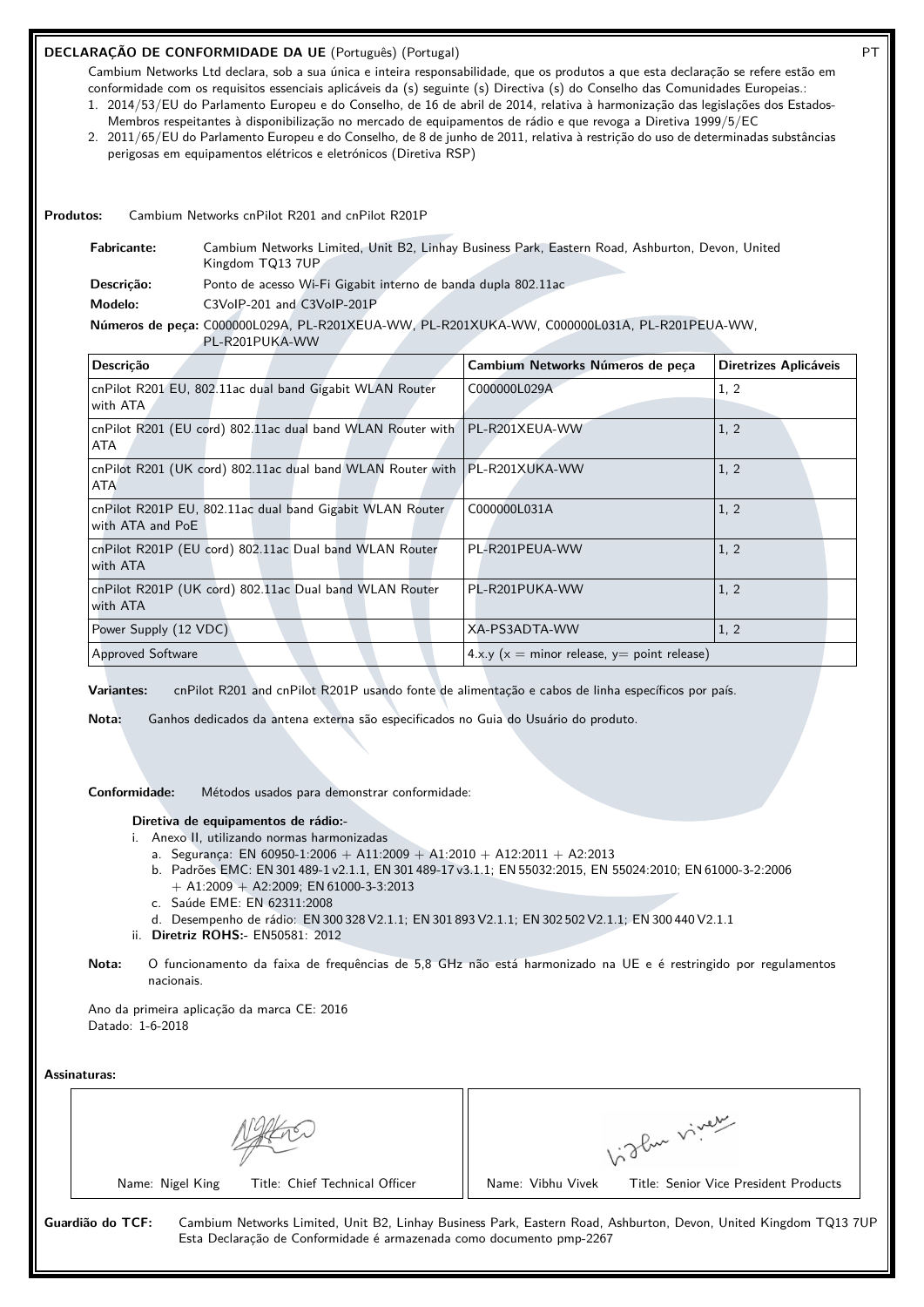## DECLARAÇÃO DE CONFORMIDADE DA UE (Português) (Portugal)

PT

Cambium Networks Ltd declara, sob a sua única e inteira responsabilidade, que os produtos a que esta declaração se refere estão em conformidade com os requisitos essenciais aplicáveis da (s) seguinte (s) Directiva (s) do Conselho das Comunidades Europeias.:

1. 2014/53/EU do Parlamento Europeu e do Conselho, de 16 de abril de 2014, relativa à harmonização das legislações dos Estados-Membros respeitantes à disponibilização no mercado de equipamentos de rádio e que revoga a Diretiva 1999/5/EC
2. 2011/65/EU do Parlamento Europeu e do Conselho, de 8 de junho de 2011, relativa à restrição do uso de determinadas substâncias perigosas em equipamentos elétricos e eletrónicos (Diretiva RSP)

**Produtos:** Cambium Networks cnPilot R201 and cnPilot R201P

**Fabricante:** Cambium Networks Limited, Unit B2, Linhay Business Park, Eastern Road, Ashburton, Devon, United Kingdom TQ13 7UP

**Descrição:** Ponto de acesso Wi-Fi Gigabit interno de banda dupla 802.11ac

**Modelo:** C3VoIP-201 and C3VoIP-201P

**Números de peça:** C000000L029A, PL-R201XEUA-WW, PL-R201XUKA-WW, C000000L031A, PL-R201PEUA-WW, PL-R201PUKA-WW

| Descrição | Cambium Networks Números de peça | Diretrizes Aplicáveis |
|---|---|---|
| cnPilot R201 EU, 802.11ac dual band Gigabit WLAN Router with ATA | C000000L029A | 1, 2 |
| cnPilot R201 (EU cord) 802.11ac dual band WLAN Router with ATA | PL-R201XEUA-WW | 1, 2 |
| cnPilot R201 (UK cord) 802.11ac dual band WLAN Router with ATA | PL-R201XUKA-WW | 1, 2 |
| cnPilot R201P EU, 802.11ac dual band Gigabit WLAN Router with ATA and PoE | C000000L031A | 1, 2 |
| cnPilot R201P (EU cord) 802.11ac Dual band WLAN Router with ATA | PL-R201PEUA-WW | 1, 2 |
| cnPilot R201P (UK cord) 802.11ac Dual band WLAN Router with ATA | PL-R201PUKA-WW | 1, 2 |
| Power Supply (12 VDC) | XA-PS3ADTA-WW | 1, 2 |
| Approved Software | 4.x.y (x = minor release, y= point release) | |

**Variantes:** cnPilot R201 and cnPilot R201P usando fonte de alimentação e cabos de linha específicos por país.

**Nota:** Ganhos dedicados da antena externa são especificados no Guia do Usuário do produto.

**Conformidade:** Métodos usados para demonstrar conformidade:

**Diretiva de equipamentos de rádio:-**

i. Anexo II, utilizando normas harmonizadas
   a. Segurança: EN 60950-1:2006 + A11:2009 + A1:2010 + A12:2011 + A2:2013
   b. Padrões EMC: EN 301 489-1 v2.1.1, EN 301 489-17 v3.1.1; EN 55032:2015, EN 55024:2010; EN 61000-3-2:2006 + A1:2009 + A2:2009; EN 61000-3-3:2013
   c. Saúde EME: EN 62311:2008
   d. Desempenho de rádio: EN 300 328 V2.1.1; EN 301 893 V2.1.1; EN 302 502 V2.1.1; EN 300 440 V2.1.1

ii. **Diretriz ROHS:-** EN50581: 2012

**Nota:** O funcionamento da faixa de frequências de 5,8 GHz não está harmonizado na UE e é restringido por regulamentos nacionais.

Ano da primeira aplicação da marca CE: 2016

Datado: 1-6-2018

**Assinaturas:**

| Name: Nigel King Title: Chief Technical Officer | Name: Vibhu Vivek Title: Senior Vice President Products |
|---|---|

**Guardião do TCF:** Cambium Networks Limited, Unit B2, Linhay Business Park, Eastern Road, Ashburton, Devon, United Kingdom TQ13 7UP
Esta Declaração de Conformidade é armazenada como documento pmp-2267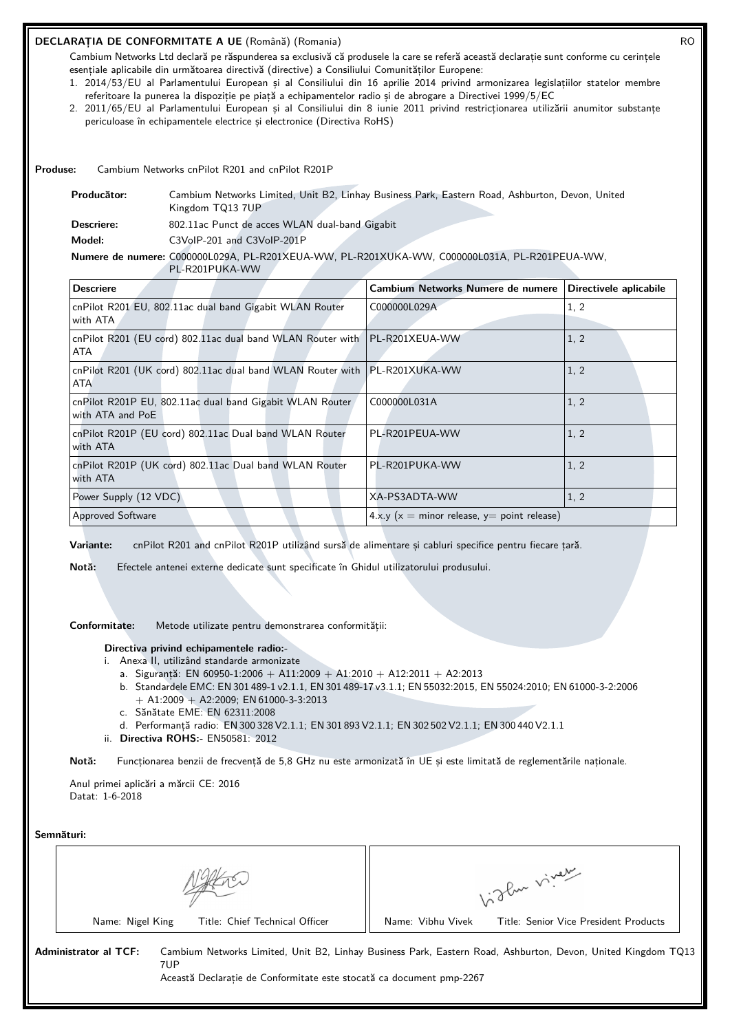**DECLARAȚIA DE CONFORMITATE A UE** (Română) (Romania) RO

Cambium Networks Ltd declară pe răspunderea sa exclusivă că produsele la care se referă această declarație sunt conforme cu cerințele esențiale aplicabile din următoarea directivă (directive) a Consiliului Comunităților Europene:

1. 2014/53/EU al Parlamentului European și al Consiliului din 16 aprilie 2014 privind armonizarea legislațiilor statelor membre referitoare la punerea la dispoziție pe piață a echipamentelor radio și de abrogare a Directivei 1999/5/EC
2. 2011/65/EU al Parlamentului European și al Consiliului din 8 iunie 2011 privind restricționarea utilizării anumitor substanțe periculoase în echipamentele electrice și electronice (Directiva RoHS)

**Produse:** Cambium Networks cnPilot R201 and cnPilot R201P

**Producător:** Cambium Networks Limited, Unit B2, Linhay Business Park, Eastern Road, Ashburton, Devon, United Kingdom TQ13 7UP

**Descriere:** 802.11ac Punct de acces WLAN dual-band Gigabit

**Model:** C3VoIP-201 and C3VoIP-201P

**Numere de numere:** C000000L029A, PL-R201XEUA-WW, PL-R201XUKA-WW, C000000L031A, PL-R201PEUA-WW, PL-R201PUKA-WW

| Descriere | Cambium Networks Numere de numere | Directivele aplicabile |
|---|---|---|
| cnPilot R201 EU, 802.11ac dual band Gigabit WLAN Router with ATA | C000000L029A | 1, 2 |
| cnPilot R201 (EU cord) 802.11ac dual band WLAN Router with ATA | PL-R201XEUA-WW | 1, 2 |
| cnPilot R201 (UK cord) 802.11ac dual band WLAN Router with ATA | PL-R201XUKA-WW | 1, 2 |
| cnPilot R201P EU, 802.11ac dual band Gigabit WLAN Router with ATA and PoE | C000000L031A | 1, 2 |
| cnPilot R201P (EU cord) 802.11ac Dual band WLAN Router with ATA | PL-R201PEUA-WW | 1, 2 |
| cnPilot R201P (UK cord) 802.11ac Dual band WLAN Router with ATA | PL-R201PUKA-WW | 1, 2 |
| Power Supply (12 VDC) | XA-PS3ADTA-WW | 1, 2 |
| Approved Software | 4.x.y (x = minor release, y= point release) | |

**Variante:** cnPilot R201 and cnPilot R201P utilizând sursă de alimentare și cabluri specifice pentru fiecare țară.

**Notă:** Efectele antenei externe dedicate sunt specificate în Ghidul utilizatorului produsului.

**Conformitate:** Metode utilizate pentru demonstrarea conformității:

**Directiva privind echipamentele radio:-**

i. Anexa II, utilizând standarde armonizate
   a. Siguranță: EN 60950-1:2006 + A11:2009 + A1:2010 + A12:2011 + A2:2013
   b. Standardele EMC: EN 301 489-1 v2.1.1, EN 301 489-17 v3.1.1; EN 55032:2015, EN 55024:2010; EN 61000-3-2:2006 + A1:2009 + A2:2009; EN 61000-3-3:2013
   c. Sănătate EME: EN 62311:2008
   d. Performanță radio: EN 300 328 V2.1.1; EN 301 893 V2.1.1; EN 302 502 V2.1.1; EN 300 440 V2.1.1

ii. **Directiva ROHS:-** EN50581: 2012

**Notă:** Funcționarea benzii de frecvență de 5,8 GHz nu este armonizată în UE și este limitată de reglementările naționale.

Anul primei aplicări a mărcii CE: 2016
Datat: 1-6-2018

**Semnături:**

| Name: Nigel King Title: Chief Technical Officer | Name: Vibhu Vivek Title: Senior Vice President Products |
|---|---|

**Administrator al TCF:** Cambium Networks Limited, Unit B2, Linhay Business Park, Eastern Road, Ashburton, Devon, United Kingdom TQ13 7UP
Această Declarație de Conformitate este stocată ca document pmp-2267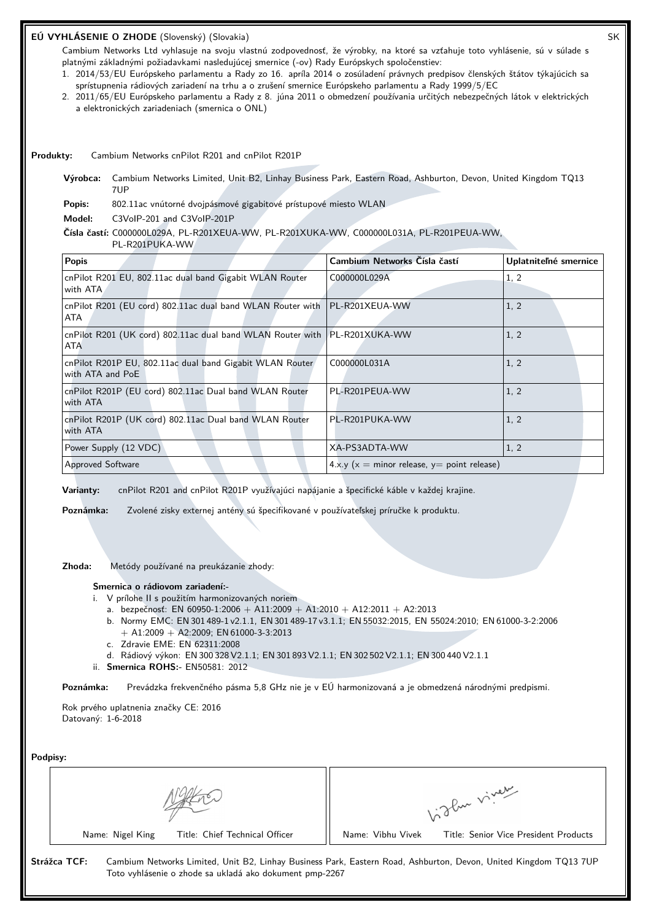## EÚ VYHLÁSENIE O ZHODE (Slovenský) (Slovakia)

SK

Cambium Networks Ltd vyhlasuje na svoju vlastnú zodpovednosť, že výrobky, na ktoré sa vzťahuje toto vyhlásenie, sú v súlade s platnými základnými požiadavkami nasledujúcej smernice (-ov) Rady Európskych spoločenstiev:

1. 2014/53/EU Európskeho parlamentu a Rady zo 16. apríla 2014 o zosúladení právnych predpisov členských štátov týkajúcich sa sprístupnenia rádiových zariadení na trhu a o zrušení smernice Európskeho parlamentu a Rady 1999/5/EC
2. 2011/65/EU Európskeho parlamentu a Rady z 8. júna 2011 o obmedzení používania určitých nebezpečných látok v elektrických a elektronických zariadeniach (smernica o ONL)

**Produkty:** Cambium Networks cnPilot R201 and cnPilot R201P

**Výrobca:** Cambium Networks Limited, Unit B2, Linhay Business Park, Eastern Road, Ashburton, Devon, United Kingdom TQ13 7UP

**Popis:** 802.11ac vnútorné dvojpásmové gigabitové prístupové miesto WLAN

**Model:** C3VoIP-201 and C3VoIP-201P

**Čísla častí:** C000000L029A, PL-R201XEUA-WW, PL-R201XUKA-WW, C000000L031A, PL-R201PEUA-WW, PL-R201PUKA-WW

| Popis | Cambium Networks Čísla častí | Uplatniteľné smernice |
|---|---|---|
| cnPilot R201 EU, 802.11ac dual band Gigabit WLAN Router with ATA | C000000L029A | 1, 2 |
| cnPilot R201 (EU cord) 802.11ac dual band WLAN Router with ATA | PL-R201XEUA-WW | 1, 2 |
| cnPilot R201 (UK cord) 802.11ac dual band WLAN Router with ATA | PL-R201XUKA-WW | 1, 2 |
| cnPilot R201P EU, 802.11ac dual band Gigabit WLAN Router with ATA and PoE | C000000L031A | 1, 2 |
| cnPilot R201P (EU cord) 802.11ac Dual band WLAN Router with ATA | PL-R201PEUA-WW | 1, 2 |
| cnPilot R201P (UK cord) 802.11ac Dual band WLAN Router with ATA | PL-R201PUKA-WW | 1, 2 |
| Power Supply (12 VDC) | XA-PS3ADTA-WW | 1, 2 |
| Approved Software | 4.x.y (x = minor release, y= point release) | |

**Varianty:** cnPilot R201 and cnPilot R201P využívajúci napájanie a špecifické káble v každej krajine.

**Poznámka:** Zvolené zisky externej antény sú špecifikované v používateľskej príručke k produktu.

**Zhoda:** Metódy používané na preukázanie zhody:

**Smernica o rádiovom zariadení:-**

i. V prílohe II s použitím harmonizovaných noriem
   a. bezpečnosť: EN 60950-1:2006 + A11:2009 + A1:2010 + A12:2011 + A2:2013
   b. Normy EMC: EN 301 489-1 v2.1.1, EN 301 489-17 v3.1.1; EN 55032:2015, EN 55024:2010; EN 61000-3-2:2006 + A1:2009 + A2:2009; EN 61000-3-3:2013
   c. Zdravie EME: EN 62311:2008
   d. Rádiový výkon: EN 300 328 V2.1.1; EN 301 893 V2.1.1; EN 302 502 V2.1.1; EN 300 440 V2.1.1

ii. **Smernica ROHS:-** EN50581: 2012

**Poznámka:** Prevádzka frekvenčného pásma 5,8 GHz nie je v EÚ harmonizovaná a je obmedzená národnými predpismi.

Rok prvého uplatnenia značky CE: 2016
Datovaný: 1-6-2018

**Podpisy:**

| Name: Nigel King Title: Chief Technical Officer | Name: Vibhu Vivek Title: Senior Vice President Products |
|---|---|

**Strážca TCF:** Cambium Networks Limited, Unit B2, Linhay Business Park, Eastern Road, Ashburton, Devon, United Kingdom TQ13 7UP
Toto vyhlásenie o zhode sa ukladá ako dokument pmp-2267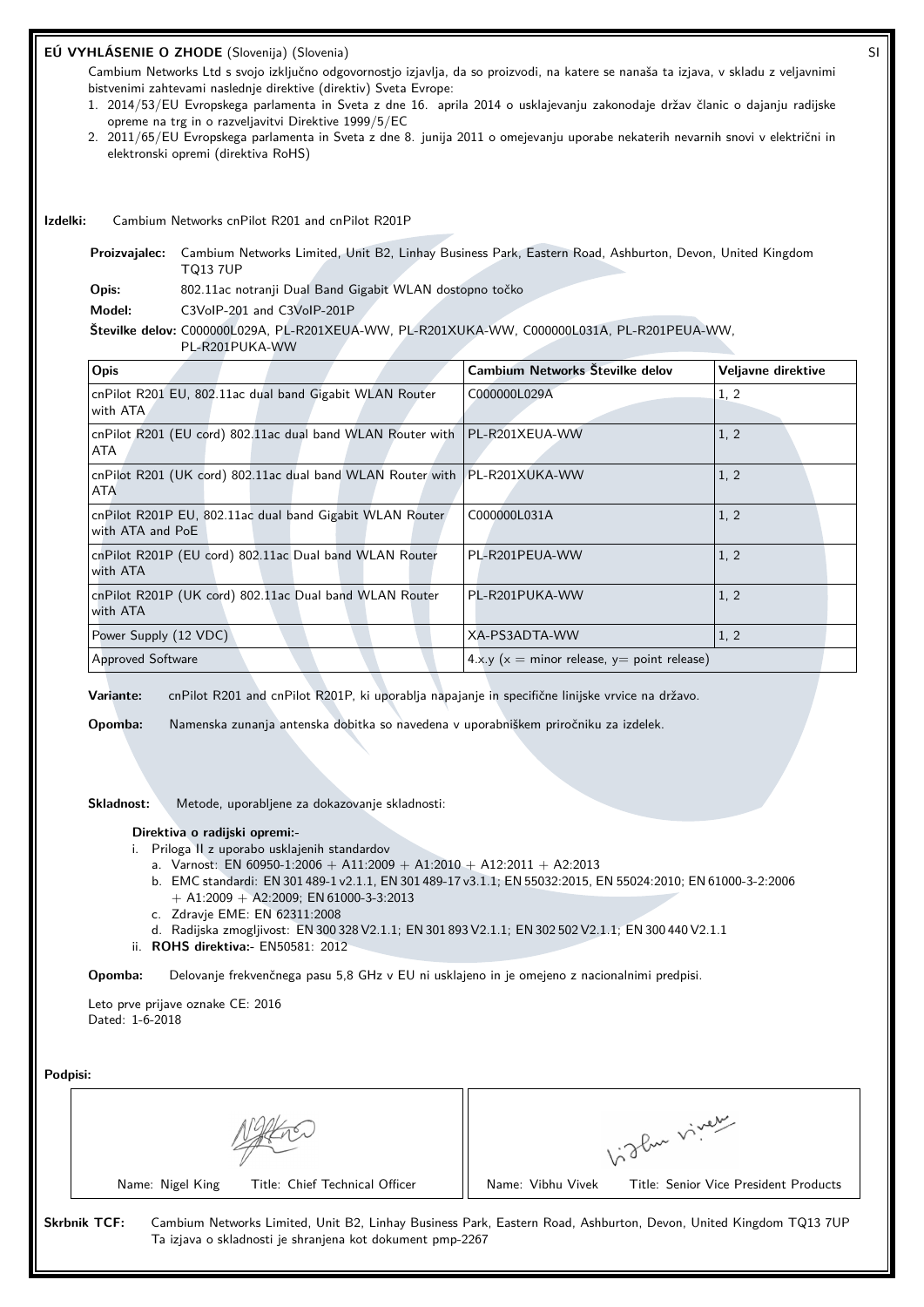**EÚ VYHLÁSENIE O ZHODE** (Slovenija) (Slovenia) SI

Cambium Networks Ltd s svojo izključno odgovornostjo izjavlja, da so proizvodi, na katere se nanaša ta izjava, v skladu z veljavnimi bistvenimi zahtevami naslednje direktive (direktiv) Sveta Evrope:

1. 2014/53/EU Evropskega parlamenta in Sveta z dne 16. aprila 2014 o usklajevanju zakonodaje držav članic o dajanju radijske opreme na trg in o razveljavitvi Direktive 1999/5/EC
2. 2011/65/EU Evropskega parlamenta in Sveta z dne 8. junija 2011 o omejevanju uporabe nekaterih nevarnih snovi v električni in elektronski opremi (direktiva RoHS)

**Izdelki:** Cambium Networks cnPilot R201 and cnPilot R201P

**Proizvajalec:** Cambium Networks Limited, Unit B2, Linhay Business Park, Eastern Road, Ashburton, Devon, United Kingdom TQ13 7UP

**Opis:** 802.11ac notranji Dual Band Gigabit WLAN dostopno točko

**Model:** C3VoIP-201 and C3VoIP-201P

**Številke delov:** C000000L029A, PL-R201XEUA-WW, PL-R201XUKA-WW, C000000L031A, PL-R201PEUA-WW, PL-R201PUKA-WW

| Opis | Cambium Networks Številke delov | Veljavne direktive |
|---|---|---|
| cnPilot R201 EU, 802.11ac dual band Gigabit WLAN Router with ATA | C000000L029A | 1, 2 |
| cnPilot R201 (EU cord) 802.11ac dual band WLAN Router with ATA | PL-R201XEUA-WW | 1, 2 |
| cnPilot R201 (UK cord) 802.11ac dual band WLAN Router with ATA | PL-R201XUKA-WW | 1, 2 |
| cnPilot R201P EU, 802.11ac dual band Gigabit WLAN Router with ATA and PoE | C000000L031A | 1, 2 |
| cnPilot R201P (EU cord) 802.11ac Dual band WLAN Router with ATA | PL-R201PEUA-WW | 1, 2 |
| cnPilot R201P (UK cord) 802.11ac Dual band WLAN Router with ATA | PL-R201PUKA-WW | 1, 2 |
| Power Supply (12 VDC) | XA-PS3ADTA-WW | 1, 2 |
| Approved Software | 4.x.y (x = minor release, y= point release) | |

**Variante:** cnPilot R201 and cnPilot R201P, ki uporablja napajanje in specifične linijske vrvice na državo.

**Opomba:** Namenska zunanja antenska dobitka so navedena v uporabniškem priročniku za izdelek.

**Skladnost:** Metode, uporabljene za dokazovanje skladnosti:

**Direktiva o radijski opremi:-**

i. Priloga II z uporabo usklajenih standardov
   a. Varnost: EN 60950-1:2006 + A11:2009 + A1:2010 + A12:2011 + A2:2013
   b. EMC standardi: EN 301 489-1 v2.1.1, EN 301 489-17 v3.1.1; EN 55032:2015, EN 55024:2010; EN 61000-3-2:2006 + A1:2009 + A2:2009; EN 61000-3-3:2013
   c. Zdravje EME: EN 62311:2008
   d. Radijska zmogljivost: EN 300 328 V2.1.1; EN 301 893 V2.1.1; EN 302 502 V2.1.1; EN 300 440 V2.1.1

ii. **ROHS direktiva:-** EN50581: 2012

**Opomba:** Delovanje frekvenčnega pasu 5,8 GHz v EU ni usklajeno in je omejeno z nacionalnimi predpisi.

Leto prve prijave oznake CE: 2016
Dated: 1-6-2018

**Podpisi:**

| Name: Nigel King — Title: Chief Technical Officer | Name: Vibhu Vivek — Title: Senior Vice President Products |
|---|---|

**Skrbnik TCF:** Cambium Networks Limited, Unit B2, Linhay Business Park, Eastern Road, Ashburton, Devon, United Kingdom TQ13 7UP
Ta izjava o skladnosti je shranjena kot dokument pmp-2267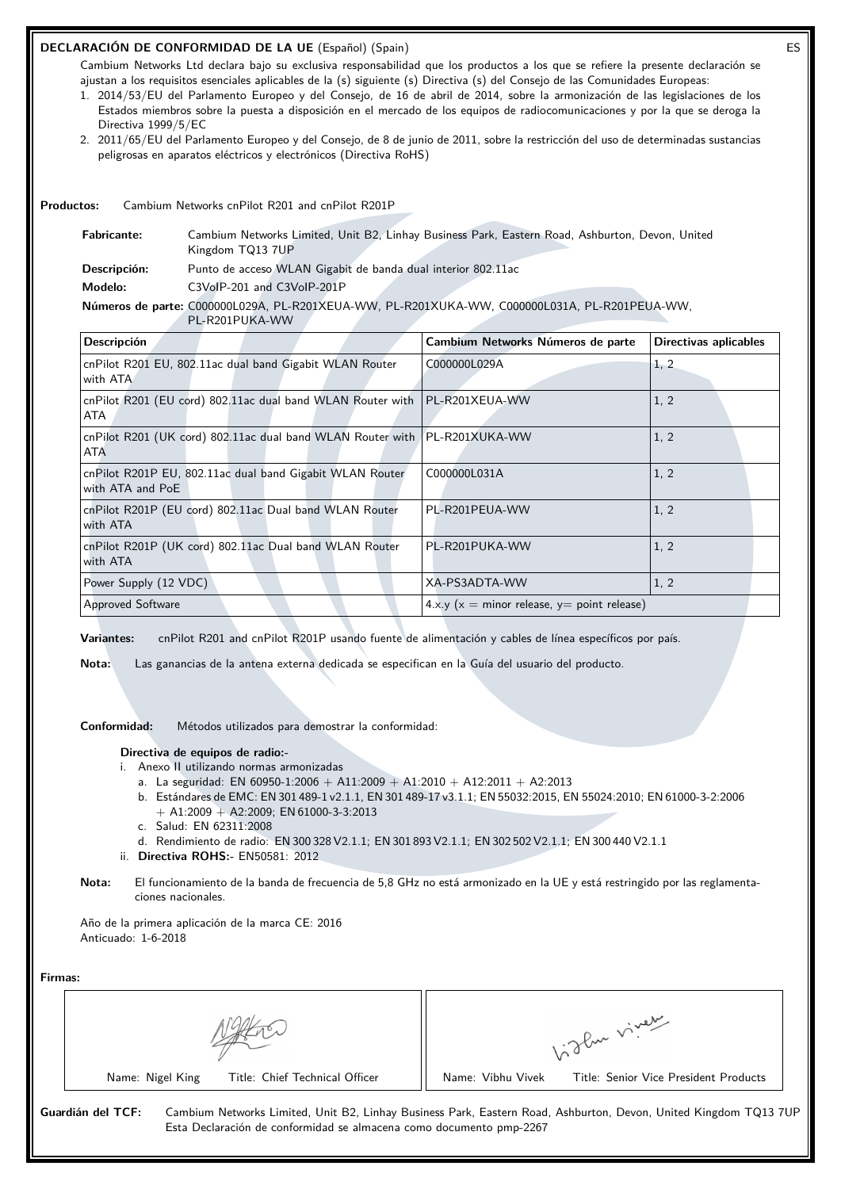**DECLARACIÓN DE CONFORMIDAD DE LA UE** (Español) (Spain) ES

Cambium Networks Ltd declara bajo su exclusiva responsabilidad que los productos a los que se refiere la presente declaración se ajustan a los requisitos esenciales aplicables de la (s) siguiente (s) Directiva (s) del Consejo de las Comunidades Europeas:

1. 2014/53/EU del Parlamento Europeo y del Consejo, de 16 de abril de 2014, sobre la armonización de las legislaciones de los Estados miembros sobre la puesta a disposición en el mercado de los equipos de radiocomunicaciones y por la que se deroga la Directiva 1999/5/EC
2. 2011/65/EU del Parlamento Europeo y del Consejo, de 8 de junio de 2011, sobre la restricción del uso de determinadas sustancias peligrosas en aparatos eléctricos y electrónicos (Directiva RoHS)

**Productos:** Cambium Networks cnPilot R201 and cnPilot R201P

**Fabricante:** Cambium Networks Limited, Unit B2, Linhay Business Park, Eastern Road, Ashburton, Devon, United Kingdom TQ13 7UP

**Descripción:** Punto de acceso WLAN Gigabit de banda dual interior 802.11ac

**Modelo:** C3VoIP-201 and C3VoIP-201P

**Números de parte:** C000000L029A, PL-R201XEUA-WW, PL-R201XUKA-WW, C000000L031A, PL-R201PEUA-WW, PL-R201PUKA-WW

| Descripción | Cambium Networks Números de parte | Directivas aplicables |
|---|---|---|
| cnPilot R201 EU, 802.11ac dual band Gigabit WLAN Router with ATA | C000000L029A | 1, 2 |
| cnPilot R201 (EU cord) 802.11ac dual band WLAN Router with ATA | PL-R201XEUA-WW | 1, 2 |
| cnPilot R201 (UK cord) 802.11ac dual band WLAN Router with ATA | PL-R201XUKA-WW | 1, 2 |
| cnPilot R201P EU, 802.11ac dual band Gigabit WLAN Router with ATA and PoE | C000000L031A | 1, 2 |
| cnPilot R201P (EU cord) 802.11ac Dual band WLAN Router with ATA | PL-R201PEUA-WW | 1, 2 |
| cnPilot R201P (UK cord) 802.11ac Dual band WLAN Router with ATA | PL-R201PUKA-WW | 1, 2 |
| Power Supply (12 VDC) | XA-PS3ADTA-WW | 1, 2 |
| Approved Software | 4.x.y (x = minor release, y= point release) | |

**Variantes:** cnPilot R201 and cnPilot R201P usando fuente de alimentación y cables de línea específicos por país.

**Nota:** Las ganancias de la antena externa dedicada se especifican en la Guía del usuario del producto.

**Conformidad:** Métodos utilizados para demostrar la conformidad:

**Directiva de equipos de radio:-**

i. Anexo II utilizando normas armonizadas
   a. La seguridad: EN 60950-1:2006 + A11:2009 + A1:2010 + A12:2011 + A2:2013
   b. Estándares de EMC: EN 301 489-1 v2.1.1, EN 301 489-17 v3.1.1; EN 55032:2015, EN 55024:2010; EN 61000-3-2:2006 + A1:2009 + A2:2009; EN 61000-3-3:2013
   c. Salud: EN 62311:2008
   d. Rendimiento de radio: EN 300 328 V2.1.1; EN 301 893 V2.1.1; EN 302 502 V2.1.1; EN 300 440 V2.1.1

ii. **Directiva ROHS:-** EN50581: 2012

**Nota:** El funcionamiento de la banda de frecuencia de 5,8 GHz no está armonizado en la UE y está restringido por las reglamentaciones nacionales.

Año de la primera aplicación de la marca CE: 2016
Anticuado: 1-6-2018

**Firmas:**

| Name: Nigel King Title: Chief Technical Officer | Name: Vibhu Vivek Title: Senior Vice President Products |
|---|---|

**Guardián del TCF:** Cambium Networks Limited, Unit B2, Linhay Business Park, Eastern Road, Ashburton, Devon, United Kingdom TQ13 7UP
Esta Declaración de conformidad se almacena como documento pmp-2267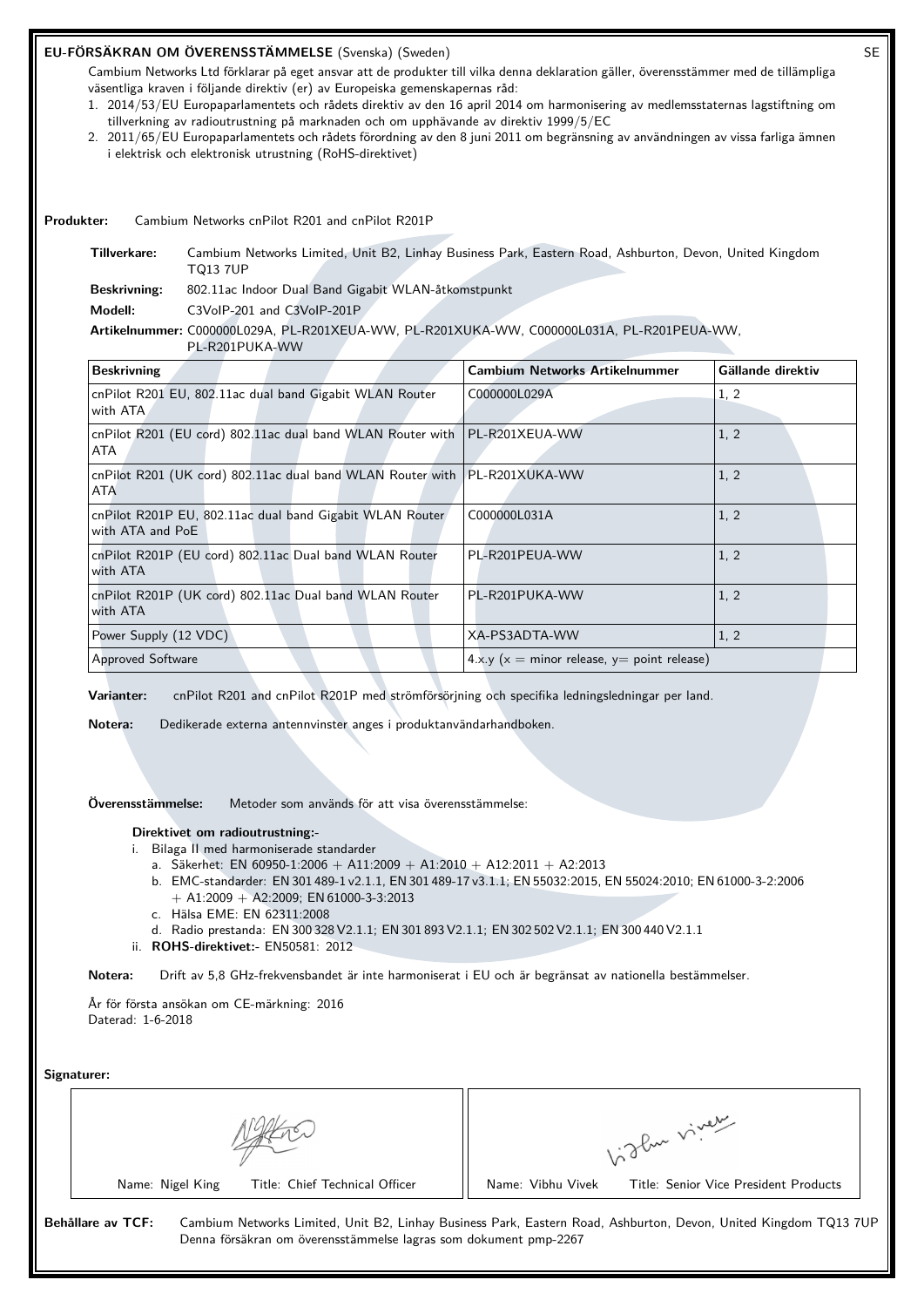## EU-FÖRSÄKRAN OM ÖVERENSSTÄMMELSE (Svenska) (Sweden)

SE

Cambium Networks Ltd förklarar på eget ansvar att de produkter till vilka denna deklaration gäller, överensstämmer med de tillämpliga väsentliga kraven i följande direktiv (er) av Europeiska gemenskapernas råd:

1. 2014/53/EU Europaparlamentets och rådets direktiv av den 16 april 2014 om harmonisering av medlemsstaternas lagstiftning om tillverkning av radioutrustning på marknaden och om upphävande av direktiv 1999/5/EC
2. 2011/65/EU Europaparlamentets och rådets förordning av den 8 juni 2011 om begränsning av användningen av vissa farliga ämnen i elektrisk och elektronisk utrustning (RoHS-direktivet)

**Produkter:** Cambium Networks cnPilot R201 and cnPilot R201P

**Tillverkare:** Cambium Networks Limited, Unit B2, Linhay Business Park, Eastern Road, Ashburton, Devon, United Kingdom TQ13 7UP

**Beskrivning:** 802.11ac Indoor Dual Band Gigabit WLAN-åtkomstpunkt

**Modell:** C3VoIP-201 and C3VoIP-201P

**Artikelnummer:** C000000L029A, PL-R201XEUA-WW, PL-R201XUKA-WW, C000000L031A, PL-R201PEUA-WW, PL-R201PUKA-WW

| Beskrivning | Cambium Networks Artikelnummer | Gällande direktiv |
|---|---|---|
| cnPilot R201 EU, 802.11ac dual band Gigabit WLAN Router with ATA | C000000L029A | 1, 2 |
| cnPilot R201 (EU cord) 802.11ac dual band WLAN Router with ATA | PL-R201XEUA-WW | 1, 2 |
| cnPilot R201 (UK cord) 802.11ac dual band WLAN Router with ATA | PL-R201XUKA-WW | 1, 2 |
| cnPilot R201P EU, 802.11ac dual band Gigabit WLAN Router with ATA and PoE | C000000L031A | 1, 2 |
| cnPilot R201P (EU cord) 802.11ac Dual band WLAN Router with ATA | PL-R201PEUA-WW | 1, 2 |
| cnPilot R201P (UK cord) 802.11ac Dual band WLAN Router with ATA | PL-R201PUKA-WW | 1, 2 |
| Power Supply (12 VDC) | XA-PS3ADTA-WW | 1, 2 |
| Approved Software | 4.x.y (x = minor release, y= point release) | |

**Varianter:** cnPilot R201 and cnPilot R201P med strömförsörjning och specifika ledningsledningar per land.

**Notera:** Dedikerade externa antennvinster anges i produktanvändarhandboken.

**Överensstämmelse:** Metoder som används för att visa överensstämmelse:

**Direktivet om radioutrustning:-**

i. Bilaga II med harmoniserade standarder
   a. Säkerhet: EN 60950-1:2006 + A11:2009 + A1:2010 + A12:2011 + A2:2013
   b. EMC-standarder: EN 301 489-1 v2.1.1, EN 301 489-17 v3.1.1; EN 55032:2015, EN 55024:2010; EN 61000-3-2:2006 + A1:2009 + A2:2009; EN 61000-3-3:2013
   c. Hälsa EME: EN 62311:2008
   d. Radio prestanda: EN 300 328 V2.1.1; EN 301 893 V2.1.1; EN 302 502 V2.1.1; EN 300 440 V2.1.1

ii. **ROHS-direktivet:-** EN50581: 2012

**Notera:** Drift av 5,8 GHz-frekvensbandet är inte harmoniserat i EU och är begränsat av nationella bestämmelser.

År för första ansökan om CE-märkning: 2016
Daterad: 1-6-2018

**Signaturer:**

| | |
|---|---|
| Name: Nigel King Title: Chief Technical Officer | Name: Vibhu Vivek Title: Senior Vice President Products |

**Behållare av TCF:** Cambium Networks Limited, Unit B2, Linhay Business Park, Eastern Road, Ashburton, Devon, United Kingdom TQ13 7UP
Denna försäkran om överensstämmelse lagras som dokument pmp-2267